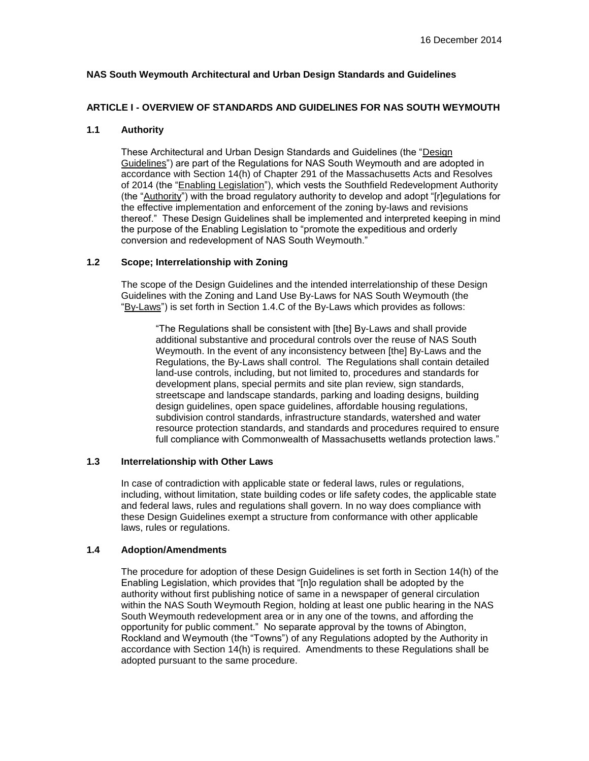16 December 2014

# NAS South Weymouth Architectural and Urban Design Standards and Guidelines

## ARTICLE I - OVERVIEW OF STANDARDS AND GUIDELINES FOR NAS SOUTH WEYMOUTH

### 1.1 Authority

These Architectural and Urban Design Standards and Guidelines (the "Design Guidelines") are part of the Regulations for NAS South Weymouth and are adopted in accordance with Section 14(h) of Chapter 291 of the Massachusetts Acts and Resolves of 2014 (the "Enabling Legislation"), which vests the Southfield Redevelopment Authority (the "Authority") with the broad regulatory authority to develop and adopt "[r]egulations for the effective implementation and enforcement of the zoning by-laws and revisions thereof." These Design Guidelines shall be implemented and interpreted keeping in mind the purpose of the Enabling Legislation to "promote the expeditious and orderly conversion and redevelopment of NAS South Weymouth."

### 1.2 Scope; Interrelationship with Zoning

The scope of the Design Guidelines and the intended interrelationship of these Design Guidelines with the Zoning and Land Use By-Laws for NAS South Weymouth (the "By-Laws") is set forth in Section 1.4.C of the By-Laws which provides as follows:

> "The Regulations shall be consistent with [the] By-Laws and shall provide additional substantive and procedural controls over the reuse of NAS South Weymouth. In the event of any inconsistency between [the] By-Laws and the Regulations, the By-Laws shall control. The Regulations shall contain detailed land-use controls, including, but not limited to, procedures and standards for development plans, special permits and site plan review, sign standards, streetscape and landscape standards, parking and loading designs, building design guidelines, open space guidelines, affordable housing regulations, subdivision control standards, infrastructure standards, watershed and water resource protection standards, and standards and procedures required to ensure full compliance with Commonwealth of Massachusetts wetlands protection laws."

### 1.3 Interrelationship with Other Laws

In case of contradiction with applicable state or federal laws, rules or regulations, including, without limitation, state building codes or life safety codes, the applicable state and federal laws, rules and regulations shall govern. In no way does compliance with these Design Guidelines exempt a structure from conformance with other applicable laws, rules or regulations.

### 1.4 Adoption/Amendments

The procedure for adoption of these Design Guidelines is set forth in Section 14(h) of the Enabling Legislation, which provides that "[n]o regulation shall be adopted by the authority without first publishing notice of same in a newspaper of general circulation within the NAS South Weymouth Region, holding at least one public hearing in the NAS South Weymouth redevelopment area or in any one of the towns, and affording the opportunity for public comment." No separate approval by the towns of Abington, Rockland and Weymouth (the "Towns") of any Regulations adopted by the Authority in accordance with Section 14(h) is required. Amendments to these Regulations shall be adopted pursuant to the same procedure.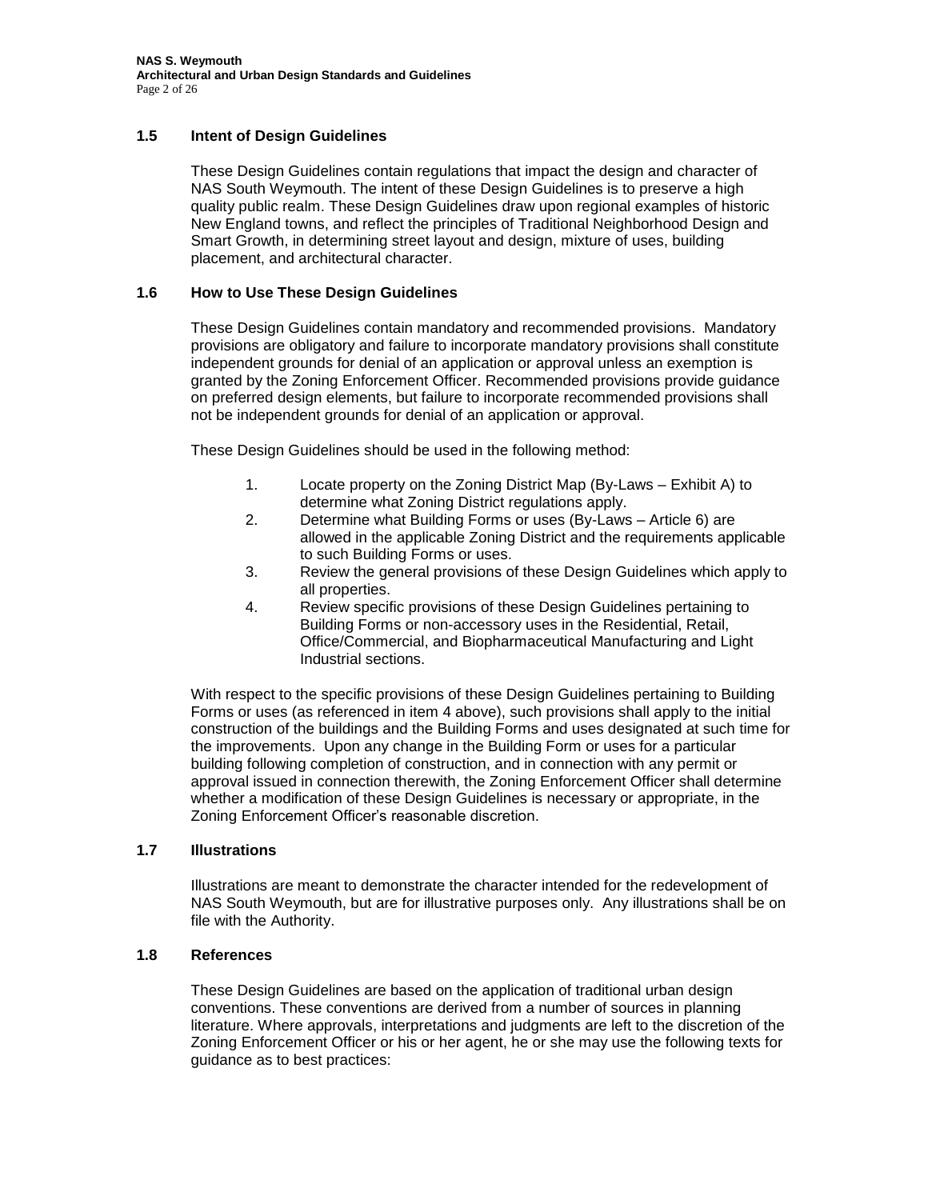### 1.5 Intent of Design Guidelines

These Design Guidelines contain regulations that impact the design and character of NAS South Weymouth. The intent of these Design Guidelines is to preserve a high quality public realm. These Design Guidelines draw upon regional examples of historic New England towns, and reflect the principles of Traditional Neighborhood Design and Smart Growth, in determining street layout and design, mixture of uses, building placement, and architectural character.

### 1.6 How to Use These Design Guidelines

These Design Guidelines contain mandatory and recommended provisions. Mandatory provisions are obligatory and failure to incorporate mandatory provisions shall constitute independent grounds for denial of an application or approval unless an exemption is granted by the Zoning Enforcement Officer. Recommended provisions provide guidance on preferred design elements, but failure to incorporate recommended provisions shall not be independent grounds for denial of an application or approval.

These Design Guidelines should be used in the following method:

1. Locate property on the Zoning District Map (By-Laws – Exhibit A) to determine what Zoning District regulations apply.
2. Determine what Building Forms or uses (By-Laws – Article 6) are allowed in the applicable Zoning District and the requirements applicable to such Building Forms or uses.
3. Review the general provisions of these Design Guidelines which apply to all properties.
4. Review specific provisions of these Design Guidelines pertaining to Building Forms or non-accessory uses in the Residential, Retail, Office/Commercial, and Biopharmaceutical Manufacturing and Light Industrial sections.

With respect to the specific provisions of these Design Guidelines pertaining to Building Forms or uses (as referenced in item 4 above), such provisions shall apply to the initial construction of the buildings and the Building Forms and uses designated at such time for the improvements. Upon any change in the Building Form or uses for a particular building following completion of construction, and in connection with any permit or approval issued in connection therewith, the Zoning Enforcement Officer shall determine whether a modification of these Design Guidelines is necessary or appropriate, in the Zoning Enforcement Officer's reasonable discretion.

### 1.7 Illustrations

Illustrations are meant to demonstrate the character intended for the redevelopment of NAS South Weymouth, but are for illustrative purposes only. Any illustrations shall be on file with the Authority.

### 1.8 References

These Design Guidelines are based on the application of traditional urban design conventions. These conventions are derived from a number of sources in planning literature. Where approvals, interpretations and judgments are left to the discretion of the Zoning Enforcement Officer or his or her agent, he or she may use the following texts for guidance as to best practices: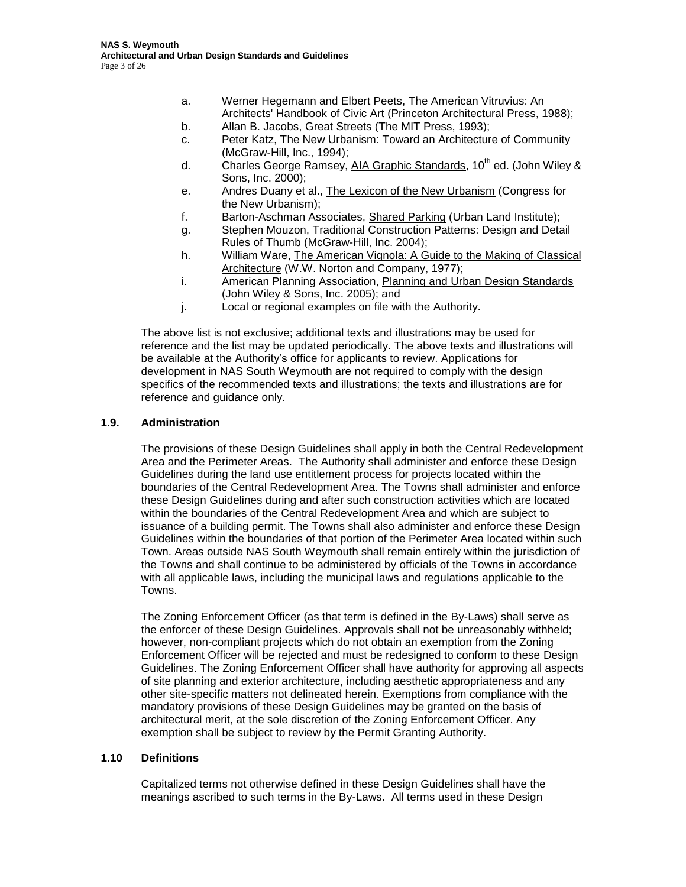a. Werner Hegemann and Elbert Peets, The American Vitruvius: An Architects' Handbook of Civic Art (Princeton Architectural Press, 1988);
b. Allan B. Jacobs, Great Streets (The MIT Press, 1993);
c. Peter Katz, The New Urbanism: Toward an Architecture of Community (McGraw-Hill, Inc., 1994);
d. Charles George Ramsey, AIA Graphic Standards, 10th ed. (John Wiley & Sons, Inc. 2000);
e. Andres Duany et al., The Lexicon of the New Urbanism (Congress for the New Urbanism);
f. Barton-Aschman Associates, Shared Parking (Urban Land Institute);
g. Stephen Mouzon, Traditional Construction Patterns: Design and Detail Rules of Thumb (McGraw-Hill, Inc. 2004);
h. William Ware, The American Vignola: A Guide to the Making of Classical Architecture (W.W. Norton and Company, 1977);
i. American Planning Association, Planning and Urban Design Standards (John Wiley & Sons, Inc. 2005); and
j. Local or regional examples on file with the Authority.

The above list is not exclusive; additional texts and illustrations may be used for reference and the list may be updated periodically. The above texts and illustrations will be available at the Authority's office for applicants to review. Applications for development in NAS South Weymouth are not required to comply with the design specifics of the recommended texts and illustrations; the texts and illustrations are for reference and guidance only.

### 1.9. Administration

The provisions of these Design Guidelines shall apply in both the Central Redevelopment Area and the Perimeter Areas. The Authority shall administer and enforce these Design Guidelines during the land use entitlement process for projects located within the boundaries of the Central Redevelopment Area. The Towns shall administer and enforce these Design Guidelines during and after such construction activities which are located within the boundaries of the Central Redevelopment Area and which are subject to issuance of a building permit. The Towns shall also administer and enforce these Design Guidelines within the boundaries of that portion of the Perimeter Area located within such Town. Areas outside NAS South Weymouth shall remain entirely within the jurisdiction of the Towns and shall continue to be administered by officials of the Towns in accordance with all applicable laws, including the municipal laws and regulations applicable to the Towns.

The Zoning Enforcement Officer (as that term is defined in the By-Laws) shall serve as the enforcer of these Design Guidelines. Approvals shall not be unreasonably withheld; however, non-compliant projects which do not obtain an exemption from the Zoning Enforcement Officer will be rejected and must be redesigned to conform to these Design Guidelines. The Zoning Enforcement Officer shall have authority for approving all aspects of site planning and exterior architecture, including aesthetic appropriateness and any other site-specific matters not delineated herein. Exemptions from compliance with the mandatory provisions of these Design Guidelines may be granted on the basis of architectural merit, at the sole discretion of the Zoning Enforcement Officer. Any exemption shall be subject to review by the Permit Granting Authority.

### 1.10 Definitions

Capitalized terms not otherwise defined in these Design Guidelines shall have the meanings ascribed to such terms in the By-Laws. All terms used in these Design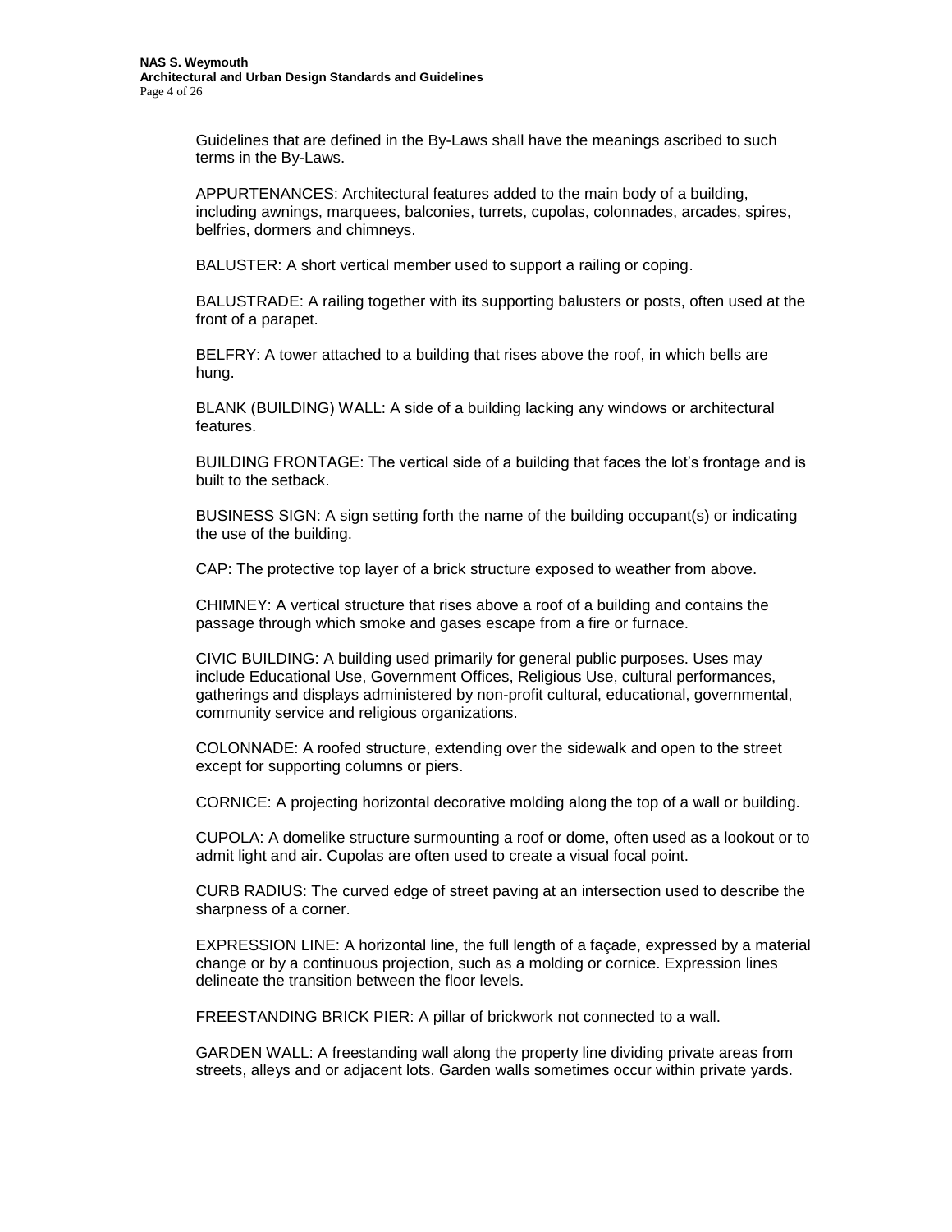Guidelines that are defined in the By-Laws shall have the meanings ascribed to such terms in the By-Laws.

APPURTENANCES: Architectural features added to the main body of a building, including awnings, marquees, balconies, turrets, cupolas, colonnades, arcades, spires, belfries, dormers and chimneys.

BALUSTER: A short vertical member used to support a railing or coping.

BALUSTRADE: A railing together with its supporting balusters or posts, often used at the front of a parapet.

BELFRY: A tower attached to a building that rises above the roof, in which bells are hung.

BLANK (BUILDING) WALL: A side of a building lacking any windows or architectural features.

BUILDING FRONTAGE: The vertical side of a building that faces the lot's frontage and is built to the setback.

BUSINESS SIGN: A sign setting forth the name of the building occupant(s) or indicating the use of the building.

CAP: The protective top layer of a brick structure exposed to weather from above.

CHIMNEY: A vertical structure that rises above a roof of a building and contains the passage through which smoke and gases escape from a fire or furnace.

CIVIC BUILDING: A building used primarily for general public purposes. Uses may include Educational Use, Government Offices, Religious Use, cultural performances, gatherings and displays administered by non-profit cultural, educational, governmental, community service and religious organizations.

COLONNADE: A roofed structure, extending over the sidewalk and open to the street except for supporting columns or piers.

CORNICE: A projecting horizontal decorative molding along the top of a wall or building.

CUPOLA: A domelike structure surmounting a roof or dome, often used as a lookout or to admit light and air. Cupolas are often used to create a visual focal point.

CURB RADIUS: The curved edge of street paving at an intersection used to describe the sharpness of a corner.

EXPRESSION LINE: A horizontal line, the full length of a façade, expressed by a material change or by a continuous projection, such as a molding or cornice. Expression lines delineate the transition between the floor levels.

FREESTANDING BRICK PIER: A pillar of brickwork not connected to a wall.

GARDEN WALL: A freestanding wall along the property line dividing private areas from streets, alleys and or adjacent lots. Garden walls sometimes occur within private yards.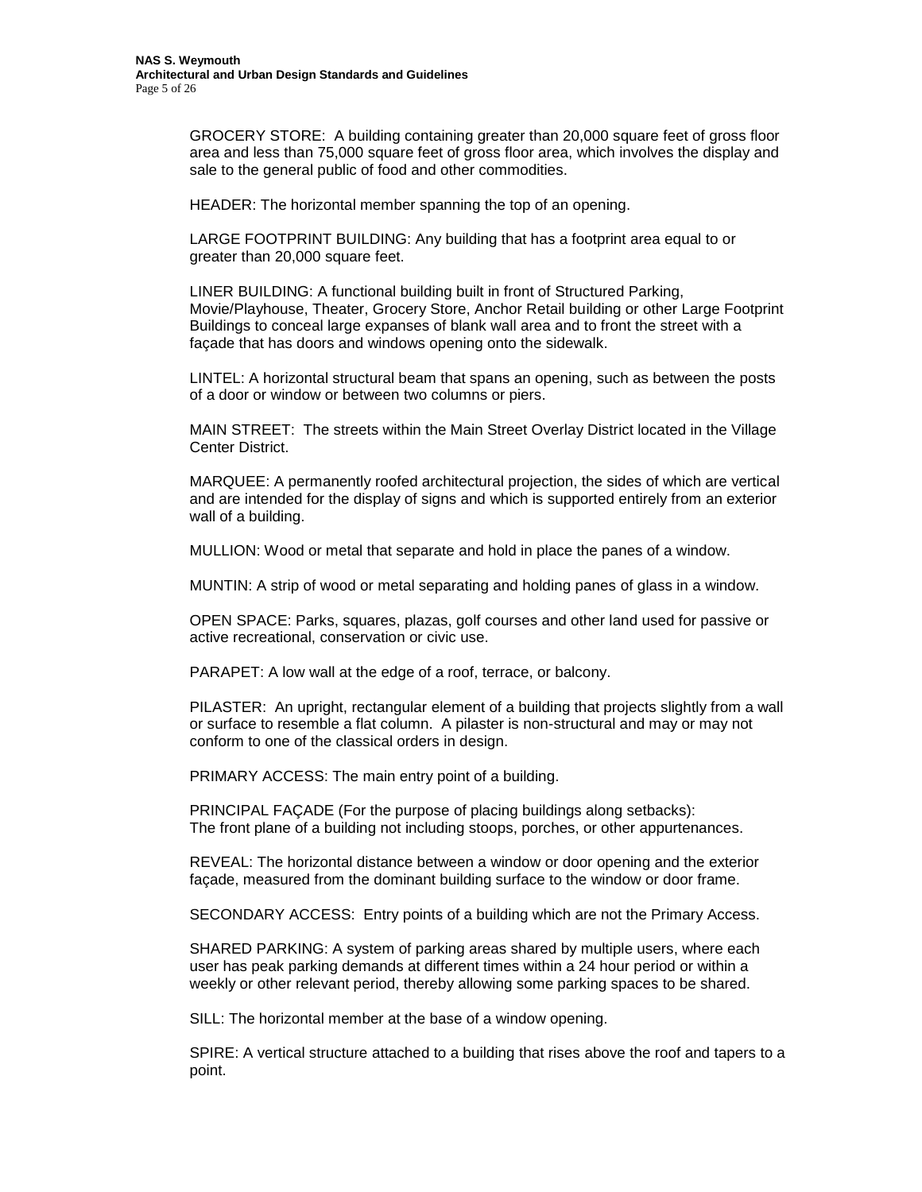GROCERY STORE: A building containing greater than 20,000 square feet of gross floor area and less than 75,000 square feet of gross floor area, which involves the display and sale to the general public of food and other commodities.

HEADER: The horizontal member spanning the top of an opening.

LARGE FOOTPRINT BUILDING: Any building that has a footprint area equal to or greater than 20,000 square feet.

LINER BUILDING: A functional building built in front of Structured Parking, Movie/Playhouse, Theater, Grocery Store, Anchor Retail building or other Large Footprint Buildings to conceal large expanses of blank wall area and to front the street with a façade that has doors and windows opening onto the sidewalk.

LINTEL: A horizontal structural beam that spans an opening, such as between the posts of a door or window or between two columns or piers.

MAIN STREET: The streets within the Main Street Overlay District located in the Village Center District.

MARQUEE: A permanently roofed architectural projection, the sides of which are vertical and are intended for the display of signs and which is supported entirely from an exterior wall of a building.

MULLION: Wood or metal that separate and hold in place the panes of a window.

MUNTIN: A strip of wood or metal separating and holding panes of glass in a window.

OPEN SPACE: Parks, squares, plazas, golf courses and other land used for passive or active recreational, conservation or civic use.

PARAPET: A low wall at the edge of a roof, terrace, or balcony.

PILASTER: An upright, rectangular element of a building that projects slightly from a wall or surface to resemble a flat column. A pilaster is non-structural and may or may not conform to one of the classical orders in design.

PRIMARY ACCESS: The main entry point of a building.

PRINCIPAL FAÇADE (For the purpose of placing buildings along setbacks): The front plane of a building not including stoops, porches, or other appurtenances.

REVEAL: The horizontal distance between a window or door opening and the exterior façade, measured from the dominant building surface to the window or door frame.

SECONDARY ACCESS: Entry points of a building which are not the Primary Access.

SHARED PARKING: A system of parking areas shared by multiple users, where each user has peak parking demands at different times within a 24 hour period or within a weekly or other relevant period, thereby allowing some parking spaces to be shared.

SILL: The horizontal member at the base of a window opening.

SPIRE: A vertical structure attached to a building that rises above the roof and tapers to a point.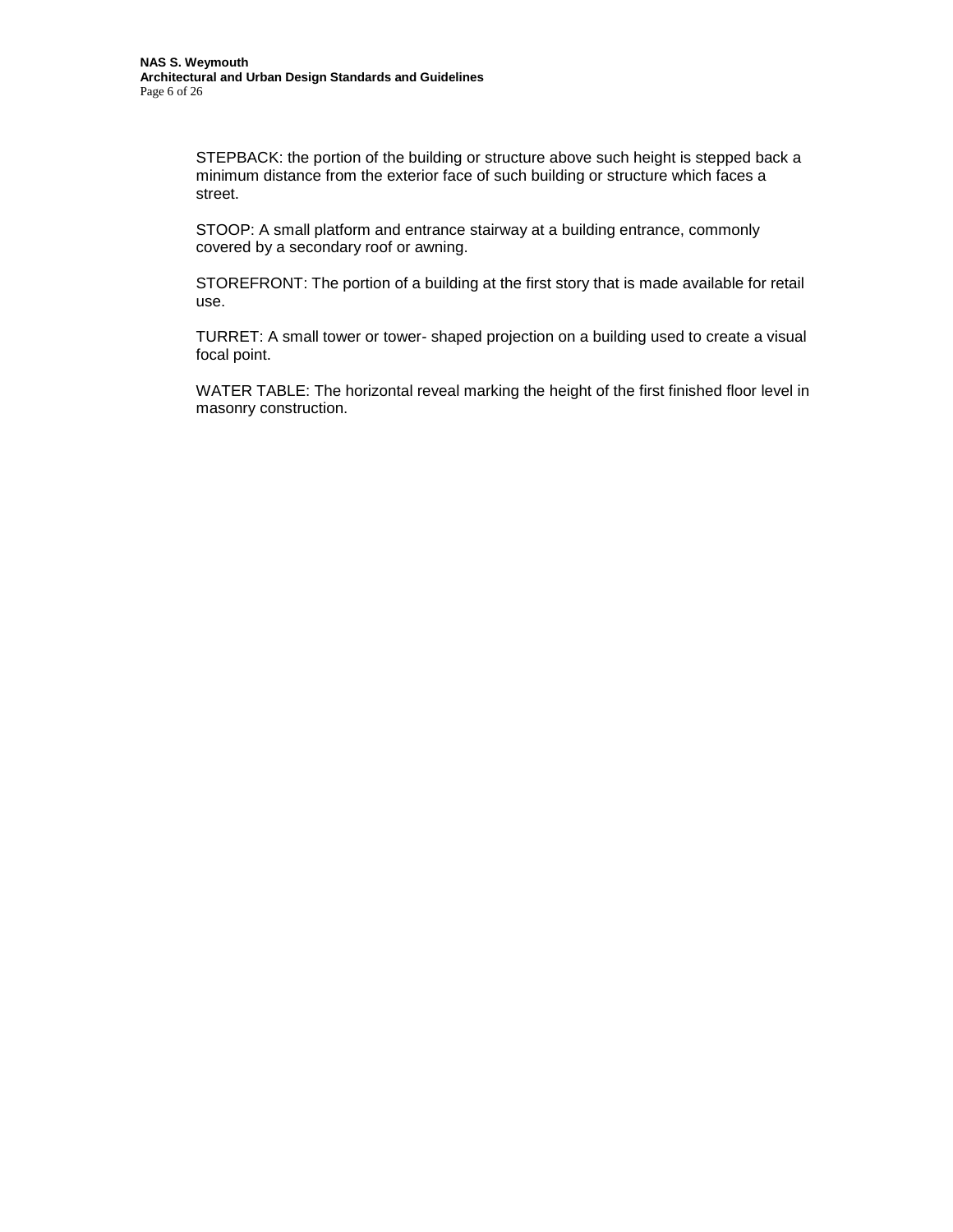STEPBACK: the portion of the building or structure above such height is stepped back a minimum distance from the exterior face of such building or structure which faces a street.

STOOP: A small platform and entrance stairway at a building entrance, commonly covered by a secondary roof or awning.

STOREFRONT: The portion of a building at the first story that is made available for retail use.

TURRET: A small tower or tower- shaped projection on a building used to create a visual focal point.

WATER TABLE: The horizontal reveal marking the height of the first finished floor level in masonry construction.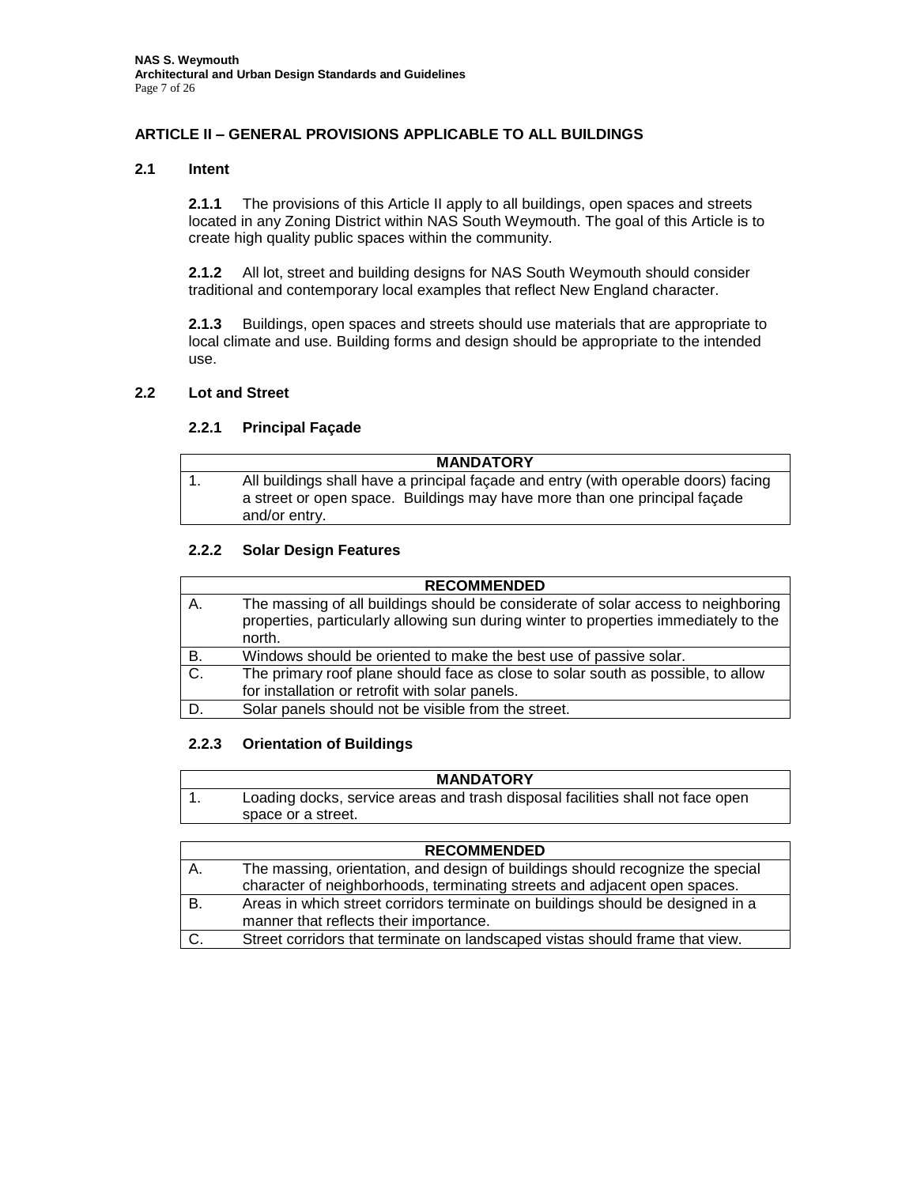# ARTICLE II – GENERAL PROVISIONS APPLICABLE TO ALL BUILDINGS

## 2.1 Intent

**2.1.1** The provisions of this Article II apply to all buildings, open spaces and streets located in any Zoning District within NAS South Weymouth. The goal of this Article is to create high quality public spaces within the community.

**2.1.2** All lot, street and building designs for NAS South Weymouth should consider traditional and contemporary local examples that reflect New England character.

**2.1.3** Buildings, open spaces and streets should use materials that are appropriate to local climate and use. Building forms and design should be appropriate to the intended use.

## 2.2 Lot and Street

### 2.2.1 Principal Façade

| MANDATORY | |
|---|---|
| 1. | All buildings shall have a principal façade and entry (with operable doors) facing a street or open space. Buildings may have more than one principal façade and/or entry. |

### 2.2.2 Solar Design Features

| RECOMMENDED | |
|---|---|
| A. | The massing of all buildings should be considerate of solar access to neighboring properties, particularly allowing sun during winter to properties immediately to the north. |
| B. | Windows should be oriented to make the best use of passive solar. |
| C. | The primary roof plane should face as close to solar south as possible, to allow for installation or retrofit with solar panels. |
| D. | Solar panels should not be visible from the street. |

### 2.2.3 Orientation of Buildings

| MANDATORY | |
|---|---|
| 1. | Loading docks, service areas and trash disposal facilities shall not face open space or a street. |

| RECOMMENDED | |
|---|---|
| A. | The massing, orientation, and design of buildings should recognize the special character of neighborhoods, terminating streets and adjacent open spaces. |
| B. | Areas in which street corridors terminate on buildings should be designed in a manner that reflects their importance. |
| C. | Street corridors that terminate on landscaped vistas should frame that view. |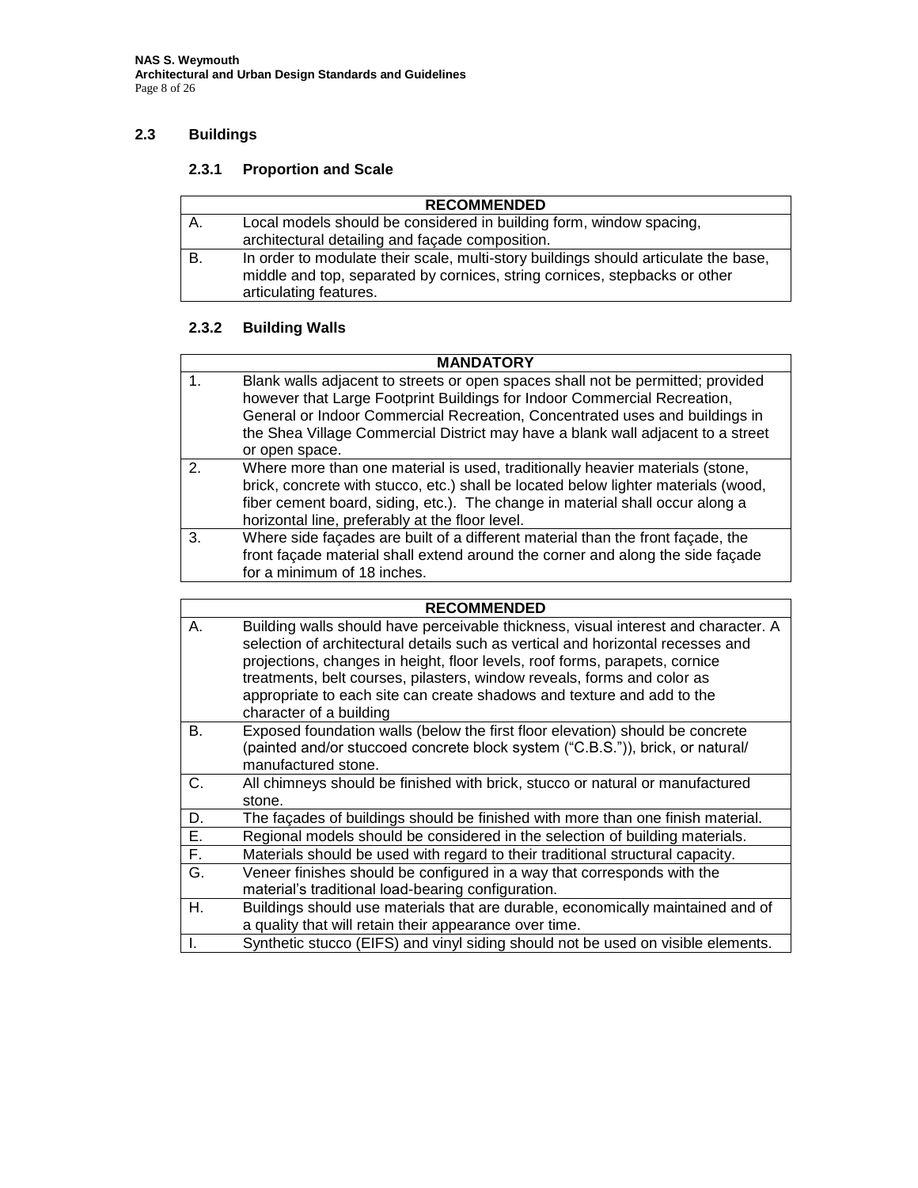## 2.3 Buildings

### 2.3.1 Proportion and Scale

| | RECOMMENDED |
|---|---|
| A. | Local models should be considered in building form, window spacing, architectural detailing and façade composition. |
| B. | In order to modulate their scale, multi-story buildings should articulate the base, middle and top, separated by cornices, string cornices, stepbacks or other articulating features. |

### 2.3.2 Building Walls

| | MANDATORY |
|---|---|
| 1. | Blank walls adjacent to streets or open spaces shall not be permitted; provided however that Large Footprint Buildings for Indoor Commercial Recreation, General or Indoor Commercial Recreation, Concentrated uses and buildings in the Shea Village Commercial District may have a blank wall adjacent to a street or open space. |
| 2. | Where more than one material is used, traditionally heavier materials (stone, brick, concrete with stucco, etc.) shall be located below lighter materials (wood, fiber cement board, siding, etc.). The change in material shall occur along a horizontal line, preferably at the floor level. |
| 3. | Where side façades are built of a different material than the front façade, the front façade material shall extend around the corner and along the side façade for a minimum of 18 inches. |

| | RECOMMENDED |
|---|---|
| A. | Building walls should have perceivable thickness, visual interest and character. A selection of architectural details such as vertical and horizontal recesses and projections, changes in height, floor levels, roof forms, parapets, cornice treatments, belt courses, pilasters, window reveals, forms and color as appropriate to each site can create shadows and texture and add to the character of a building |
| B. | Exposed foundation walls (below the first floor elevation) should be concrete (painted and/or stuccoed concrete block system ("C.B.S.")), brick, or natural/ manufactured stone. |
| C. | All chimneys should be finished with brick, stucco or natural or manufactured stone. |
| D. | The façades of buildings should be finished with more than one finish material. |
| E. | Regional models should be considered in the selection of building materials. |
| F. | Materials should be used with regard to their traditional structural capacity. |
| G. | Veneer finishes should be configured in a way that corresponds with the material's traditional load-bearing configuration. |
| H. | Buildings should use materials that are durable, economically maintained and of a quality that will retain their appearance over time. |
| I. | Synthetic stucco (EIFS) and vinyl siding should not be used on visible elements. |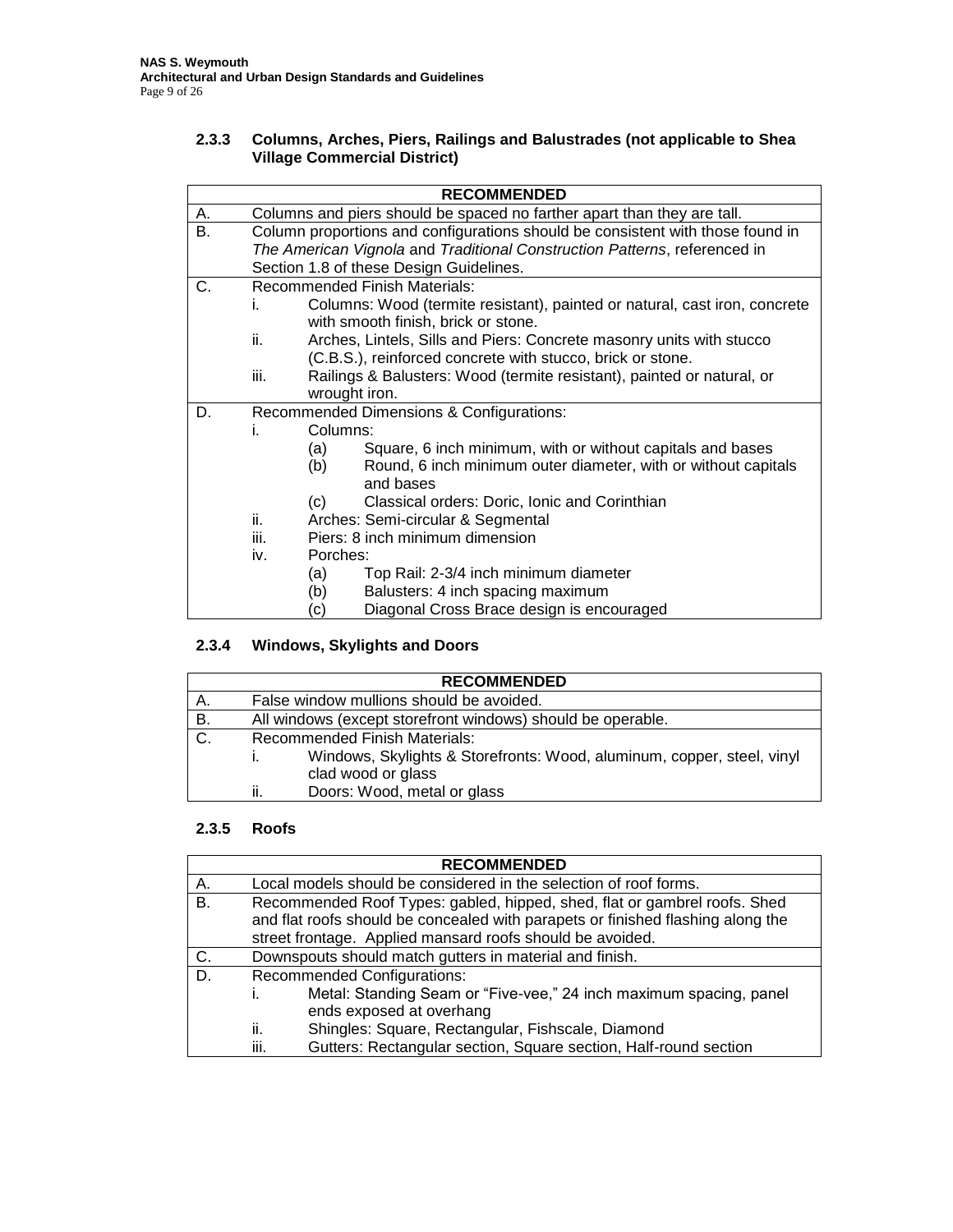### 2.3.3 Columns, Arches, Piers, Railings and Balustrades (not applicable to Shea Village Commercial District)

| | RECOMMENDED |
|---|---|
| A. | Columns and piers should be spaced no farther apart than they are tall. |
| B. | Column proportions and configurations should be consistent with those found in *The American Vignola* and *Traditional Construction Patterns*, referenced in Section 1.8 of these Design Guidelines. |
| C. | Recommended Finish Materials:<br>i. Columns: Wood (termite resistant), painted or natural, cast iron, concrete with smooth finish, brick or stone.<br>ii. Arches, Lintels, Sills and Piers: Concrete masonry units with stucco (C.B.S.), reinforced concrete with stucco, brick or stone.<br>iii. Railings & Balusters: Wood (termite resistant), painted or natural, or wrought iron. |
| D. | Recommended Dimensions & Configurations:<br>i. Columns:<br>(a) Square, 6 inch minimum, with or without capitals and bases<br>(b) Round, 6 inch minimum outer diameter, with or without capitals and bases<br>(c) Classical orders: Doric, Ionic and Corinthian<br>ii. Arches: Semi-circular & Segmental<br>iii. Piers: 8 inch minimum dimension<br>iv. Porches:<br>(a) Top Rail: 2-3/4 inch minimum diameter<br>(b) Balusters: 4 inch spacing maximum<br>(c) Diagonal Cross Brace design is encouraged |

### 2.3.4 Windows, Skylights and Doors

| | RECOMMENDED |
|---|---|
| A. | False window mullions should be avoided. |
| B. | All windows (except storefront windows) should be operable. |
| C. | Recommended Finish Materials:<br>i. Windows, Skylights & Storefronts: Wood, aluminum, copper, steel, vinyl clad wood or glass<br>ii. Doors: Wood, metal or glass |

### 2.3.5 Roofs

| | RECOMMENDED |
|---|---|
| A. | Local models should be considered in the selection of roof forms. |
| B. | Recommended Roof Types: gabled, hipped, shed, flat or gambrel roofs. Shed and flat roofs should be concealed with parapets or finished flashing along the street frontage. Applied mansard roofs should be avoided. |
| C. | Downspouts should match gutters in material and finish. |
| D. | Recommended Configurations:<br>i. Metal: Standing Seam or "Five-vee," 24 inch maximum spacing, panel ends exposed at overhang<br>ii. Shingles: Square, Rectangular, Fishscale, Diamond<br>iii. Gutters: Rectangular section, Square section, Half-round section |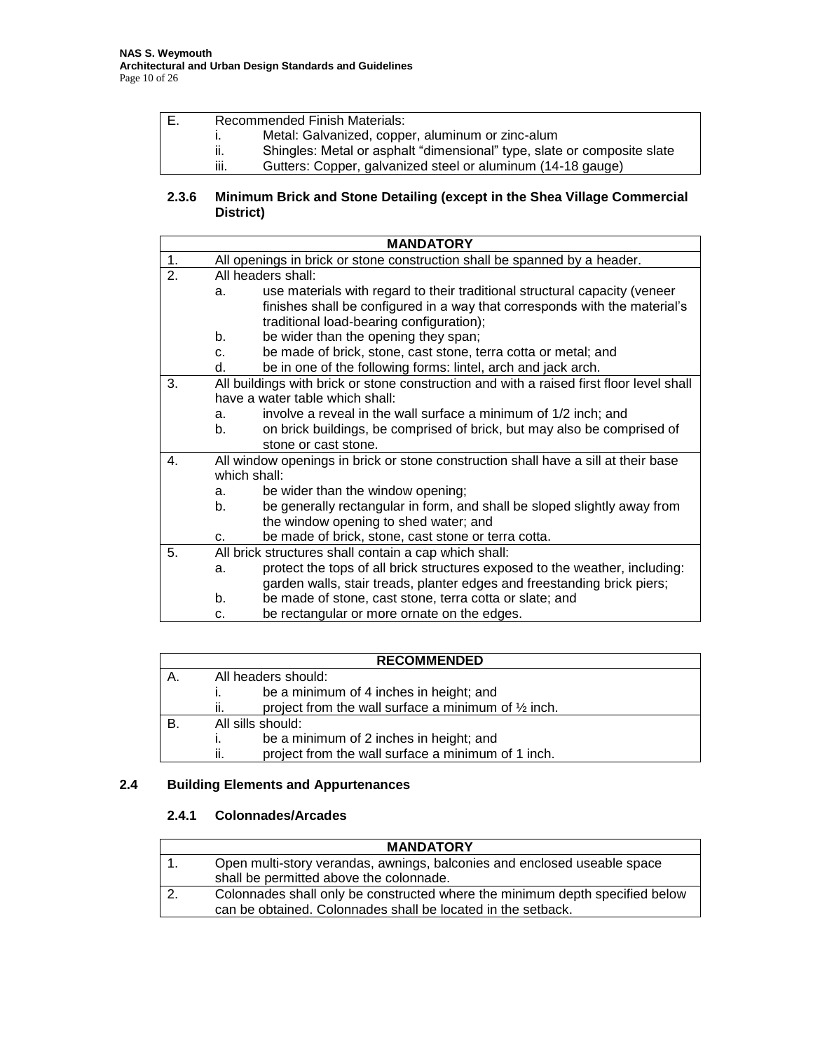| | | |
|---|---|---|
| E. | Recommended Finish Materials: | |
| | i. | Metal: Galvanized, copper, aluminum or zinc-alum |
| | ii. | Shingles: Metal or asphalt "dimensional" type, slate or composite slate |
| | iii. | Gutters: Copper, galvanized steel or aluminum (14-18 gauge) |

### 2.3.6 Minimum Brick and Stone Detailing (except in the Shea Village Commercial District)

| MANDATORY | | |
|---|---|---|
| 1. | All openings in brick or stone construction shall be spanned by a header. | |
| 2. | All headers shall: | |
| | a. | use materials with regard to their traditional structural capacity (veneer finishes shall be configured in a way that corresponds with the material's traditional load-bearing configuration); |
| | b. | be wider than the opening they span; |
| | c. | be made of brick, stone, cast stone, terra cotta or metal; and |
| | d. | be in one of the following forms: lintel, arch and jack arch. |
| 3. | All buildings with brick or stone construction and with a raised first floor level shall have a water table which shall: | |
| | a. | involve a reveal in the wall surface a minimum of 1/2 inch; and |
| | b. | on brick buildings, be comprised of brick, but may also be comprised of stone or cast stone. |
| 4. | All window openings in brick or stone construction shall have a sill at their base which shall: | |
| | a. | be wider than the window opening; |
| | b. | be generally rectangular in form, and shall be sloped slightly away from the window opening to shed water; and |
| | c. | be made of brick, stone, cast stone or terra cotta. |
| 5. | All brick structures shall contain a cap which shall: | |
| | a. | protect the tops of all brick structures exposed to the weather, including: garden walls, stair treads, planter edges and freestanding brick piers; |
| | b. | be made of stone, cast stone, terra cotta or slate; and |
| | c. | be rectangular or more ornate on the edges. |

| RECOMMENDED | | |
|---|---|---|
| A. | All headers should: | |
| | i. | be a minimum of 4 inches in height; and |
| | ii. | project from the wall surface a minimum of ½ inch. |
| B. | All sills should: | |
| | i. | be a minimum of 2 inches in height; and |
| | ii. | project from the wall surface a minimum of 1 inch. |

## 2.4 Building Elements and Appurtenances

### 2.4.1 Colonnades/Arcades

| MANDATORY | |
|---|---|
| 1. | Open multi-story verandas, awnings, balconies and enclosed useable space shall be permitted above the colonnade. |
| 2. | Colonnades shall only be constructed where the minimum depth specified below can be obtained. Colonnades shall be located in the setback. |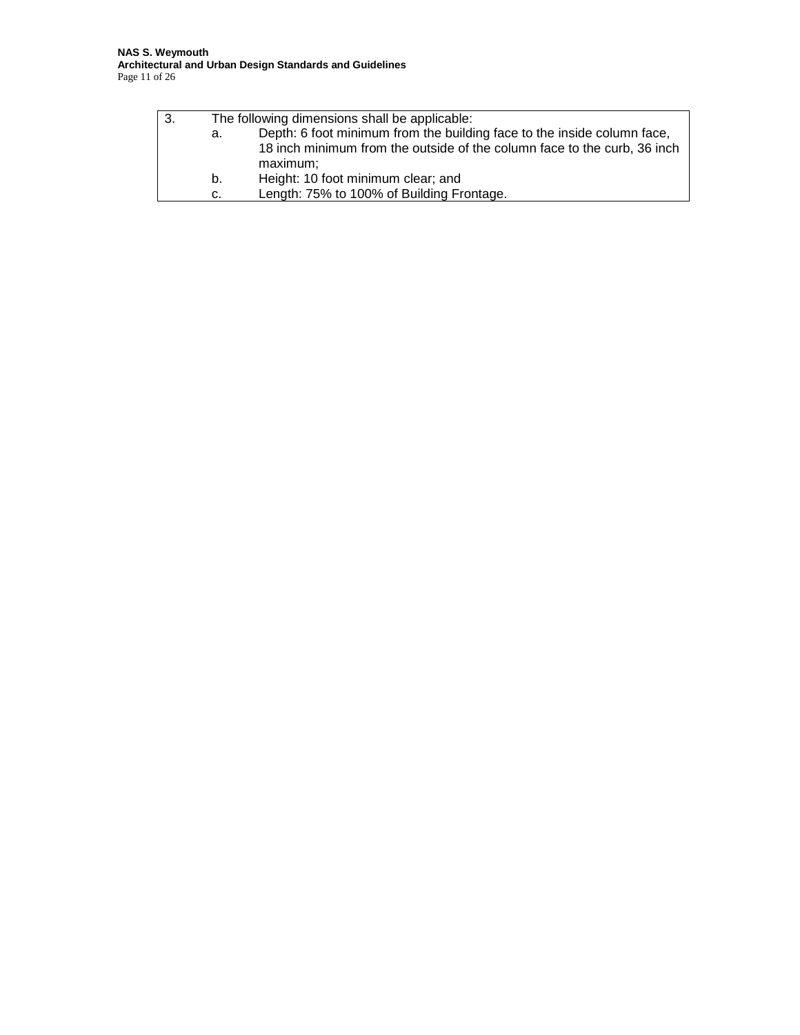3. The following dimensions shall be applicable:
   a. Depth: 6 foot minimum from the building face to the inside column face, 18 inch minimum from the outside of the column face to the curb, 36 inch maximum;
   b. Height: 10 foot minimum clear; and
   c. Length: 75% to 100% of Building Frontage.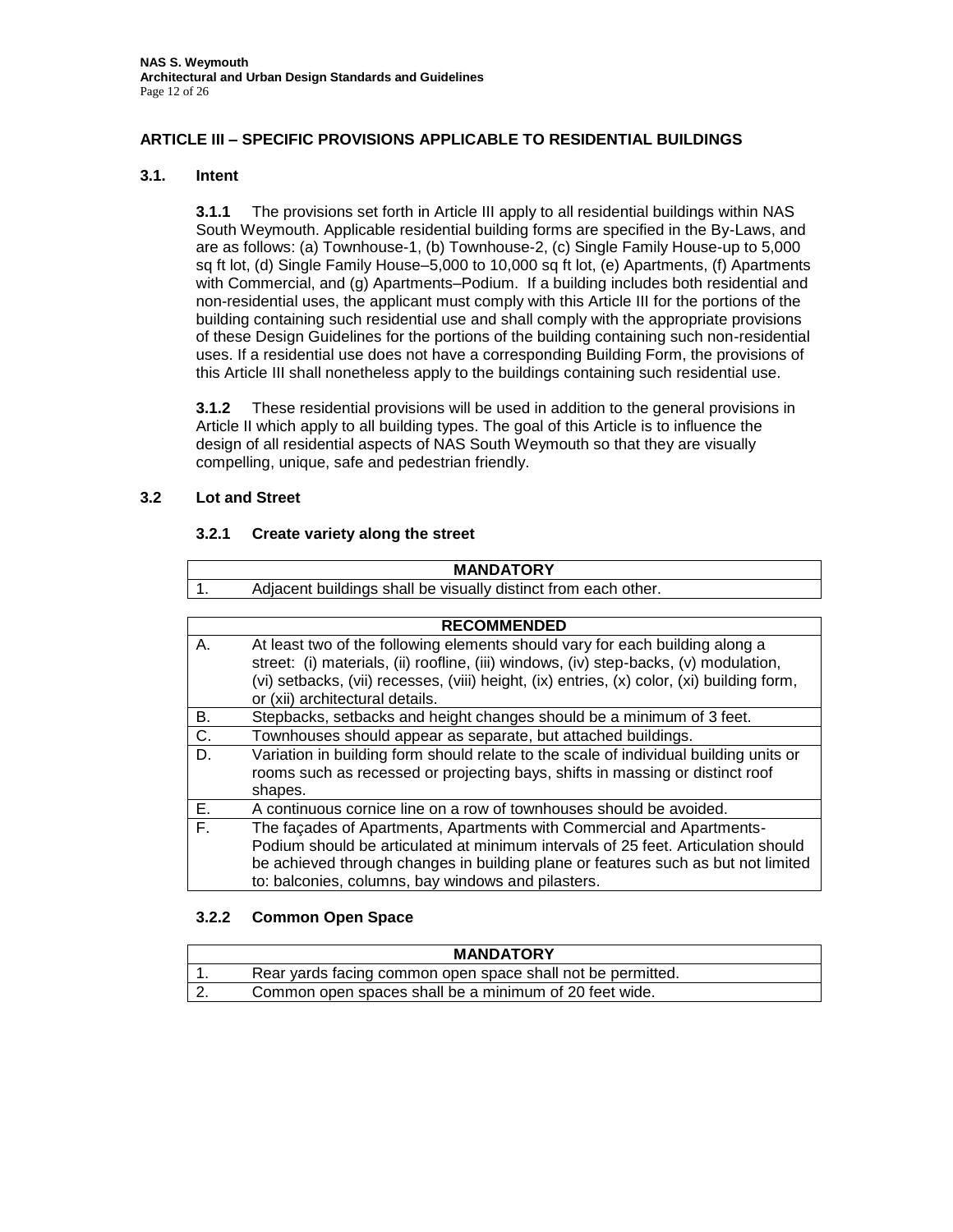## ARTICLE III – SPECIFIC PROVISIONS APPLICABLE TO RESIDENTIAL BUILDINGS

### 3.1. Intent

**3.1.1** The provisions set forth in Article III apply to all residential buildings within NAS South Weymouth. Applicable residential building forms are specified in the By-Laws, and are as follows: (a) Townhouse-1, (b) Townhouse-2, (c) Single Family House-up to 5,000 sq ft lot, (d) Single Family House–5,000 to 10,000 sq ft lot, (e) Apartments, (f) Apartments with Commercial, and (g) Apartments–Podium. If a building includes both residential and non-residential uses, the applicant must comply with this Article III for the portions of the building containing such residential use and shall comply with the appropriate provisions of these Design Guidelines for the portions of the building containing such non-residential uses. If a residential use does not have a corresponding Building Form, the provisions of this Article III shall nonetheless apply to the buildings containing such residential use.

**3.1.2** These residential provisions will be used in addition to the general provisions in Article II which apply to all building types. The goal of this Article is to influence the design of all residential aspects of NAS South Weymouth so that they are visually compelling, unique, safe and pedestrian friendly.

### 3.2 Lot and Street

#### 3.2.1 Create variety along the street

| MANDATORY | |
|---|---|
| 1. | Adjacent buildings shall be visually distinct from each other. |

| RECOMMENDED | |
|---|---|
| A. | At least two of the following elements should vary for each building along a street: (i) materials, (ii) roofline, (iii) windows, (iv) step-backs, (v) modulation, (vi) setbacks, (vii) recesses, (viii) height, (ix) entries, (x) color, (xi) building form, or (xii) architectural details. |
| B. | Stepbacks, setbacks and height changes should be a minimum of 3 feet. |
| C. | Townhouses should appear as separate, but attached buildings. |
| D. | Variation in building form should relate to the scale of individual building units or rooms such as recessed or projecting bays, shifts in massing or distinct roof shapes. |
| E. | A continuous cornice line on a row of townhouses should be avoided. |
| F. | The façades of Apartments, Apartments with Commercial and Apartments-Podium should be articulated at minimum intervals of 25 feet. Articulation should be achieved through changes in building plane or features such as but not limited to: balconies, columns, bay windows and pilasters. |

#### 3.2.2 Common Open Space

| MANDATORY | |
|---|---|
| 1. | Rear yards facing common open space shall not be permitted. |
| 2. | Common open spaces shall be a minimum of 20 feet wide. |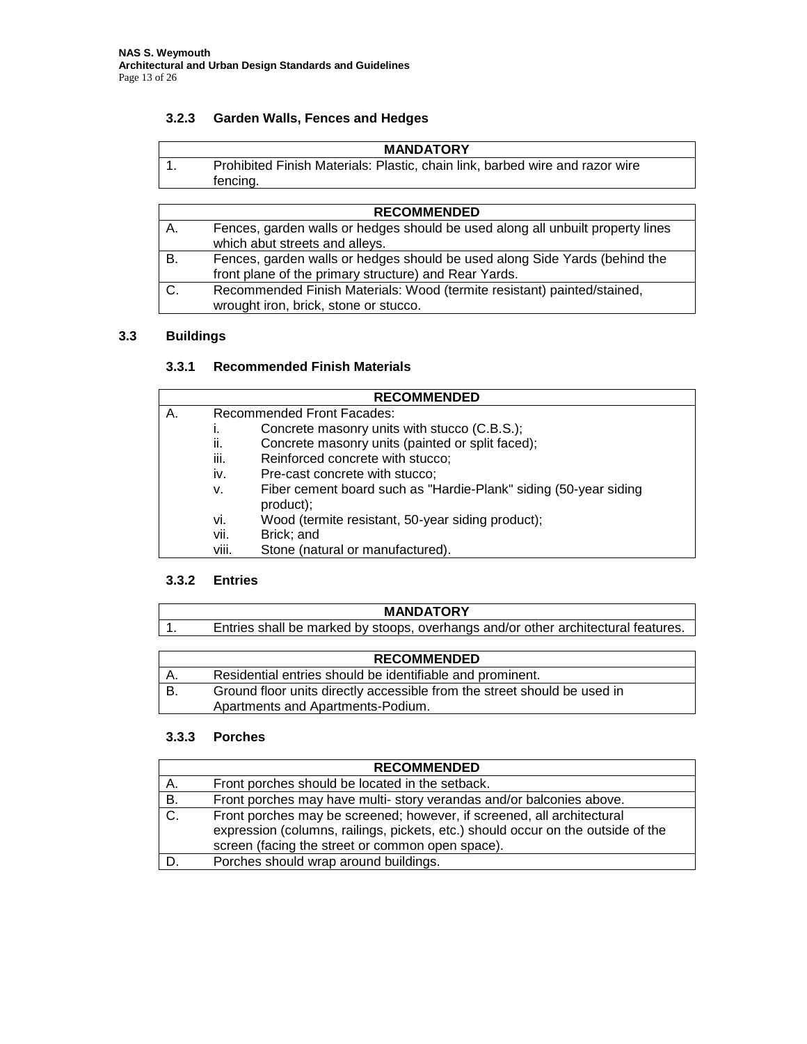### 3.2.3 Garden Walls, Fences and Hedges

| MANDATORY | |
|---|---|
| 1. | Prohibited Finish Materials: Plastic, chain link, barbed wire and razor wire fencing. |

| RECOMMENDED | |
|---|---|
| A. | Fences, garden walls or hedges should be used along all unbuilt property lines which abut streets and alleys. |
| B. | Fences, garden walls or hedges should be used along Side Yards (behind the front plane of the primary structure) and Rear Yards. |
| C. | Recommended Finish Materials: Wood (termite resistant) painted/stained, wrought iron, brick, stone or stucco. |

## 3.3 Buildings

### 3.3.1 Recommended Finish Materials

| RECOMMENDED | |
|---|---|
| A. | Recommended Front Facades:<br>i. Concrete masonry units with stucco (C.B.S.);<br>ii. Concrete masonry units (painted or split faced);<br>iii. Reinforced concrete with stucco;<br>iv. Pre-cast concrete with stucco;<br>v. Fiber cement board such as "Hardie-Plank" siding (50-year siding product);<br>vi. Wood (termite resistant, 50-year siding product);<br>vii. Brick; and<br>viii. Stone (natural or manufactured). |

### 3.3.2 Entries

| MANDATORY | |
|---|---|
| 1. | Entries shall be marked by stoops, overhangs and/or other architectural features. |

| RECOMMENDED | |
|---|---|
| A. | Residential entries should be identifiable and prominent. |
| B. | Ground floor units directly accessible from the street should be used in Apartments and Apartments-Podium. |

### 3.3.3 Porches

| RECOMMENDED | |
|---|---|
| A. | Front porches should be located in the setback. |
| B. | Front porches may have multi- story verandas and/or balconies above. |
| C. | Front porches may be screened; however, if screened, all architectural expression (columns, railings, pickets, etc.) should occur on the outside of the screen (facing the street or common open space). |
| D. | Porches should wrap around buildings. |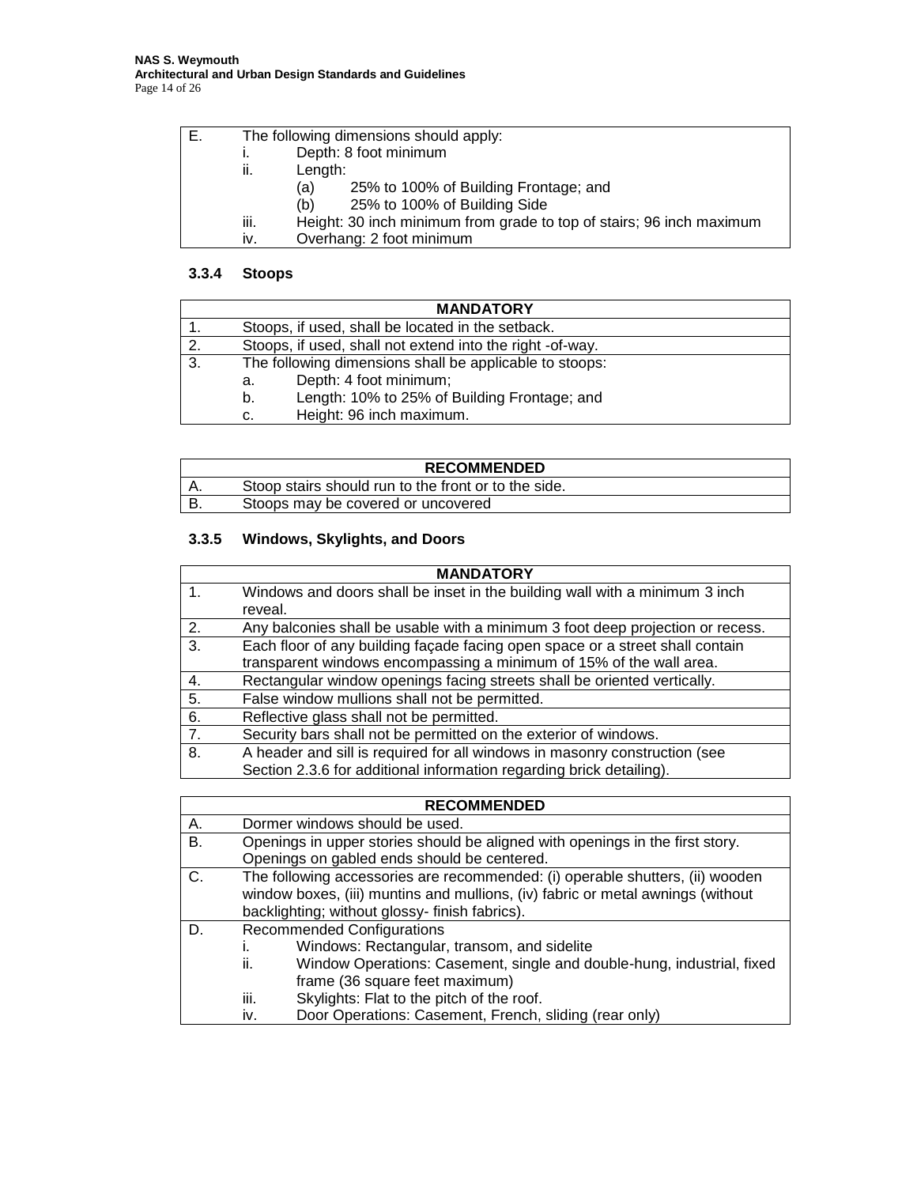| | |
|---|---|
| E. | The following dimensions should apply:<br>i. Depth: 8 foot minimum<br>ii. Length:<br>(a) 25% to 100% of Building Frontage; and<br>(b) 25% to 100% of Building Side<br>iii. Height: 30 inch minimum from grade to top of stairs; 96 inch maximum<br>iv. Overhang: 2 foot minimum |

### 3.3.4 Stoops

| MANDATORY | |
|---|---|
| 1. | Stoops, if used, shall be located in the setback. |
| 2. | Stoops, if used, shall not extend into the right -of-way. |
| 3. | The following dimensions shall be applicable to stoops:<br>a. Depth: 4 foot minimum;<br>b. Length: 10% to 25% of Building Frontage; and<br>c. Height: 96 inch maximum. |

| RECOMMENDED | |
|---|---|
| A. | Stoop stairs should run to the front or to the side. |
| B. | Stoops may be covered or uncovered |

### 3.3.5 Windows, Skylights, and Doors

| MANDATORY | |
|---|---|
| 1. | Windows and doors shall be inset in the building wall with a minimum 3 inch reveal. |
| 2. | Any balconies shall be usable with a minimum 3 foot deep projection or recess. |
| 3. | Each floor of any building façade facing open space or a street shall contain transparent windows encompassing a minimum of 15% of the wall area. |
| 4. | Rectangular window openings facing streets shall be oriented vertically. |
| 5. | False window mullions shall not be permitted. |
| 6. | Reflective glass shall not be permitted. |
| 7. | Security bars shall not be permitted on the exterior of windows. |
| 8. | A header and sill is required for all windows in masonry construction (see Section 2.3.6 for additional information regarding brick detailing). |

| RECOMMENDED | |
|---|---|
| A. | Dormer windows should be used. |
| B. | Openings in upper stories should be aligned with openings in the first story. Openings on gabled ends should be centered. |
| C. | The following accessories are recommended: (i) operable shutters, (ii) wooden window boxes, (iii) muntins and mullions, (iv) fabric or metal awnings (without backlighting; without glossy- finish fabrics). |
| D. | Recommended Configurations<br>i. Windows: Rectangular, transom, and sidelite<br>ii. Window Operations: Casement, single and double-hung, industrial, fixed frame (36 square feet maximum)<br>iii. Skylights: Flat to the pitch of the roof.<br>iv. Door Operations: Casement, French, sliding (rear only) |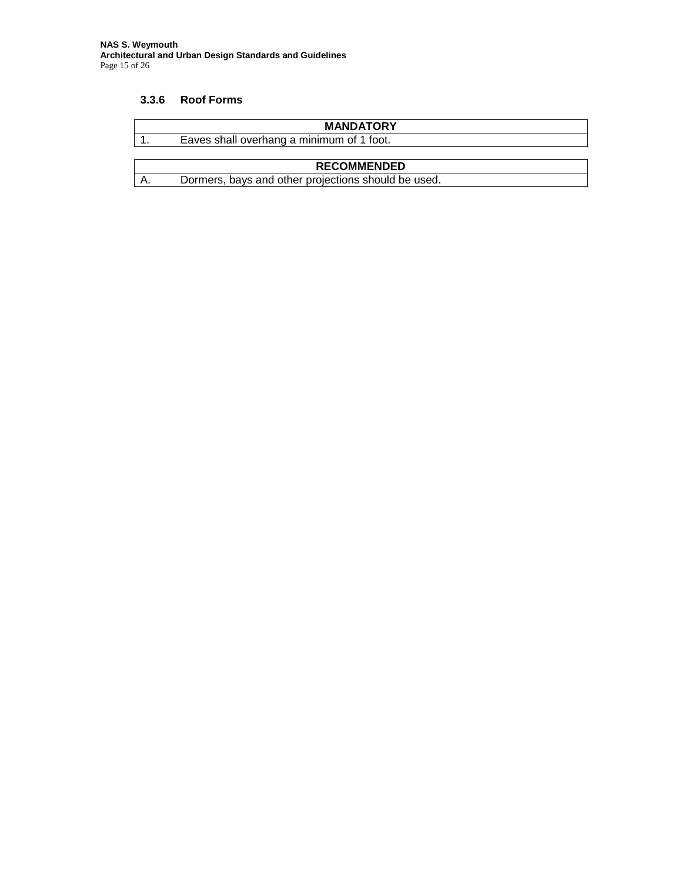### 3.3.6 Roof Forms

| MANDATORY | |
|---|---|
| 1. | Eaves shall overhang a minimum of 1 foot. |

| RECOMMENDED | |
|---|---|
| A. | Dormers, bays and other projections should be used. |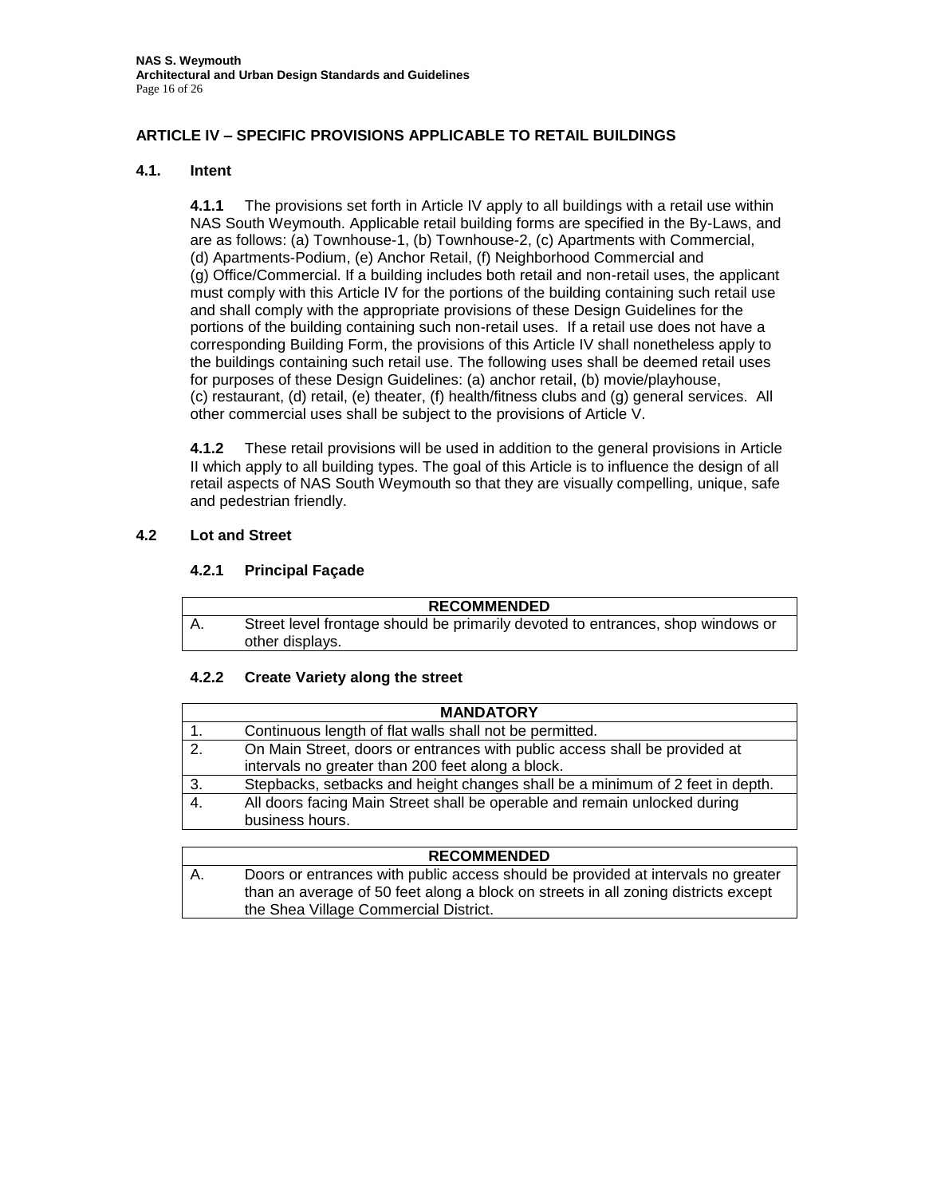## ARTICLE IV – SPECIFIC PROVISIONS APPLICABLE TO RETAIL BUILDINGS

### 4.1. Intent

**4.1.1** The provisions set forth in Article IV apply to all buildings with a retail use within NAS South Weymouth. Applicable retail building forms are specified in the By-Laws, and are as follows: (a) Townhouse-1, (b) Townhouse-2, (c) Apartments with Commercial, (d) Apartments-Podium, (e) Anchor Retail, (f) Neighborhood Commercial and (g) Office/Commercial. If a building includes both retail and non-retail uses, the applicant must comply with this Article IV for the portions of the building containing such retail use and shall comply with the appropriate provisions of these Design Guidelines for the portions of the building containing such non-retail uses. If a retail use does not have a corresponding Building Form, the provisions of this Article IV shall nonetheless apply to the buildings containing such retail use. The following uses shall be deemed retail uses for purposes of these Design Guidelines: (a) anchor retail, (b) movie/playhouse, (c) restaurant, (d) retail, (e) theater, (f) health/fitness clubs and (g) general services. All other commercial uses shall be subject to the provisions of Article V.

**4.1.2** These retail provisions will be used in addition to the general provisions in Article II which apply to all building types. The goal of this Article is to influence the design of all retail aspects of NAS South Weymouth so that they are visually compelling, unique, safe and pedestrian friendly.

### 4.2 Lot and Street

#### 4.2.1 Principal Façade

| | RECOMMENDED |
|---|---|
| A. | Street level frontage should be primarily devoted to entrances, shop windows or other displays. |

#### 4.2.2 Create Variety along the street

| | MANDATORY |
|---|---|
| 1. | Continuous length of flat walls shall not be permitted. |
| 2. | On Main Street, doors or entrances with public access shall be provided at intervals no greater than 200 feet along a block. |
| 3. | Stepbacks, setbacks and height changes shall be a minimum of 2 feet in depth. |
| 4. | All doors facing Main Street shall be operable and remain unlocked during business hours. |

| | RECOMMENDED |
|---|---|
| A. | Doors or entrances with public access should be provided at intervals no greater than an average of 50 feet along a block on streets in all zoning districts except the Shea Village Commercial District. |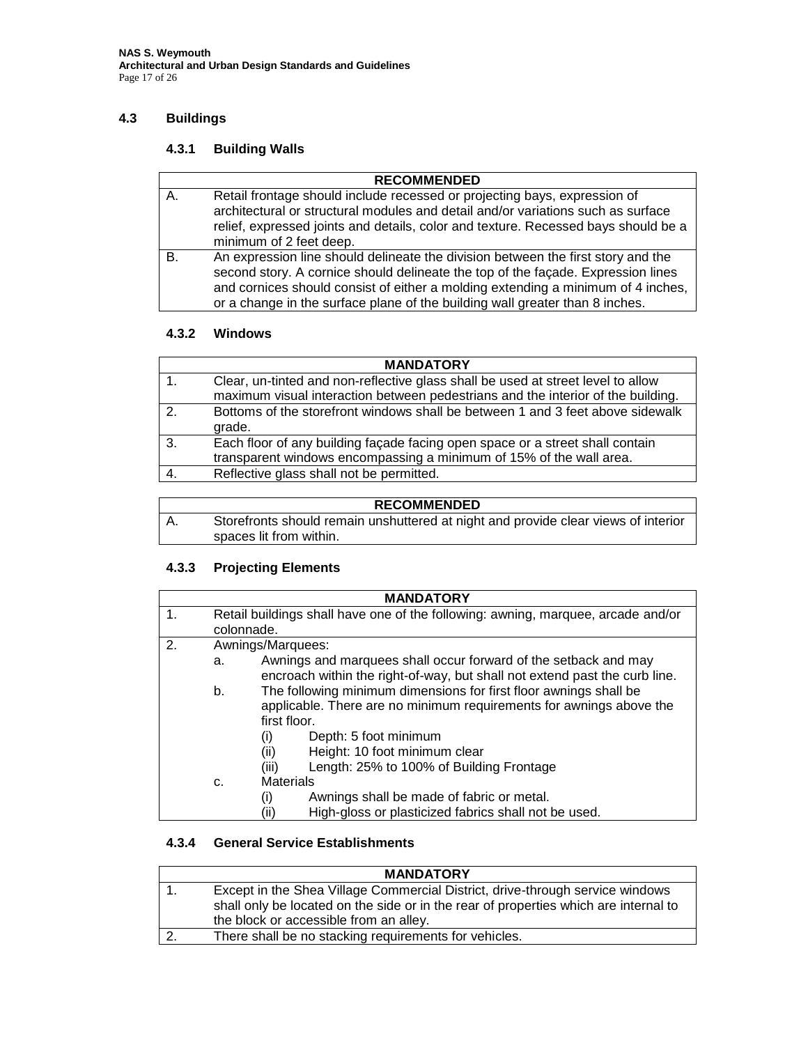## 4.3 Buildings

### 4.3.1 Building Walls

| | RECOMMENDED |
|---|---|
| A. | Retail frontage should include recessed or projecting bays, expression of architectural or structural modules and detail and/or variations such as surface relief, expressed joints and details, color and texture. Recessed bays should be a minimum of 2 feet deep. |
| B. | An expression line should delineate the division between the first story and the second story. A cornice should delineate the top of the façade. Expression lines and cornices should consist of either a molding extending a minimum of 4 inches, or a change in the surface plane of the building wall greater than 8 inches. |

### 4.3.2 Windows

| | MANDATORY |
|---|---|
| 1. | Clear, un-tinted and non-reflective glass shall be used at street level to allow maximum visual interaction between pedestrians and the interior of the building. |
| 2. | Bottoms of the storefront windows shall be between 1 and 3 feet above sidewalk grade. |
| 3. | Each floor of any building façade facing open space or a street shall contain transparent windows encompassing a minimum of 15% of the wall area. |
| 4. | Reflective glass shall not be permitted. |

| | RECOMMENDED |
|---|---|
| A. | Storefronts should remain unshuttered at night and provide clear views of interior spaces lit from within. |

### 4.3.3 Projecting Elements

| | MANDATORY |
|---|---|
| 1. | Retail buildings shall have one of the following: awning, marquee, arcade and/or colonnade. |
| 2. | Awnings/Marquees:<br>a. Awnings and marquees shall occur forward of the setback and may encroach within the right-of-way, but shall not extend past the curb line.<br>b. The following minimum dimensions for first floor awnings shall be applicable. There are no minimum requirements for awnings above the first floor.<br>(i) Depth: 5 foot minimum<br>(ii) Height: 10 foot minimum clear<br>(iii) Length: 25% to 100% of Building Frontage<br>c. Materials<br>(i) Awnings shall be made of fabric or metal.<br>(ii) High-gloss or plasticized fabrics shall not be used. |

### 4.3.4 General Service Establishments

| | MANDATORY |
|---|---|
| 1. | Except in the Shea Village Commercial District, drive-through service windows shall only be located on the side or in the rear of properties which are internal to the block or accessible from an alley. |
| 2. | There shall be no stacking requirements for vehicles. |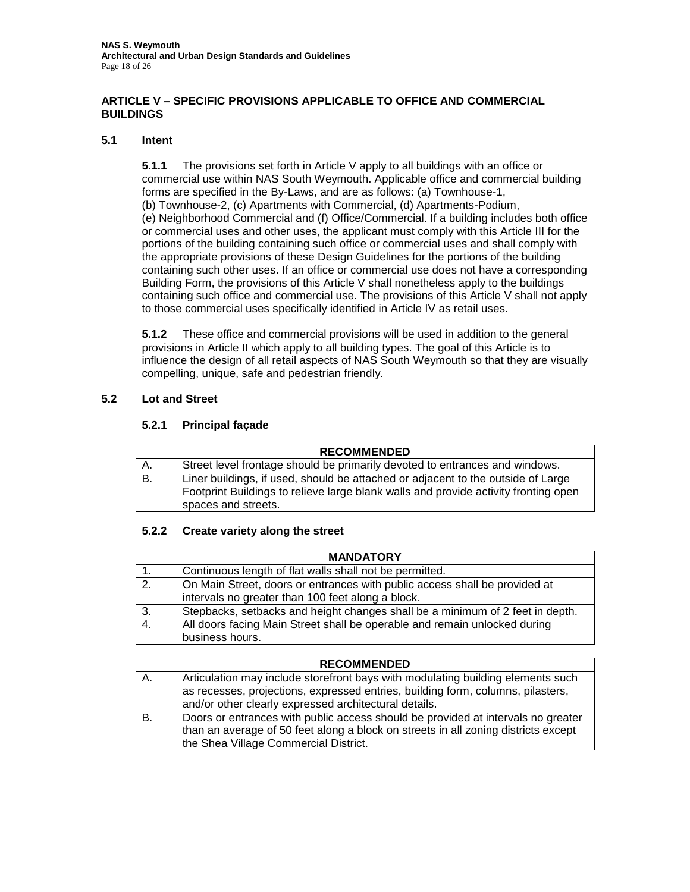## ARTICLE V – SPECIFIC PROVISIONS APPLICABLE TO OFFICE AND COMMERCIAL BUILDINGS

### 5.1 Intent

**5.1.1** The provisions set forth in Article V apply to all buildings with an office or commercial use within NAS South Weymouth. Applicable office and commercial building forms are specified in the By-Laws, and are as follows: (a) Townhouse-1, (b) Townhouse-2, (c) Apartments with Commercial, (d) Apartments-Podium, (e) Neighborhood Commercial and (f) Office/Commercial. If a building includes both office or commercial uses and other uses, the applicant must comply with this Article III for the portions of the building containing such office or commercial uses and shall comply with the appropriate provisions of these Design Guidelines for the portions of the building containing such other uses. If an office or commercial use does not have a corresponding Building Form, the provisions of this Article V shall nonetheless apply to the buildings containing such office and commercial use. The provisions of this Article V shall not apply to those commercial uses specifically identified in Article IV as retail uses.

**5.1.2** These office and commercial provisions will be used in addition to the general provisions in Article II which apply to all building types. The goal of this Article is to influence the design of all retail aspects of NAS South Weymouth so that they are visually compelling, unique, safe and pedestrian friendly.

### 5.2 Lot and Street

#### 5.2.1 Principal façade

| | RECOMMENDED |
|---|---|
| A. | Street level frontage should be primarily devoted to entrances and windows. |
| B. | Liner buildings, if used, should be attached or adjacent to the outside of Large Footprint Buildings to relieve large blank walls and provide activity fronting open spaces and streets. |

#### 5.2.2 Create variety along the street

| | MANDATORY |
|---|---|
| 1. | Continuous length of flat walls shall not be permitted. |
| 2. | On Main Street, doors or entrances with public access shall be provided at intervals no greater than 100 feet along a block. |
| 3. | Stepbacks, setbacks and height changes shall be a minimum of 2 feet in depth. |
| 4. | All doors facing Main Street shall be operable and remain unlocked during business hours. |

| | RECOMMENDED |
|---|---|
| A. | Articulation may include storefront bays with modulating building elements such as recesses, projections, expressed entries, building form, columns, pilasters, and/or other clearly expressed architectural details. |
| B. | Doors or entrances with public access should be provided at intervals no greater than an average of 50 feet along a block on streets in all zoning districts except the Shea Village Commercial District. |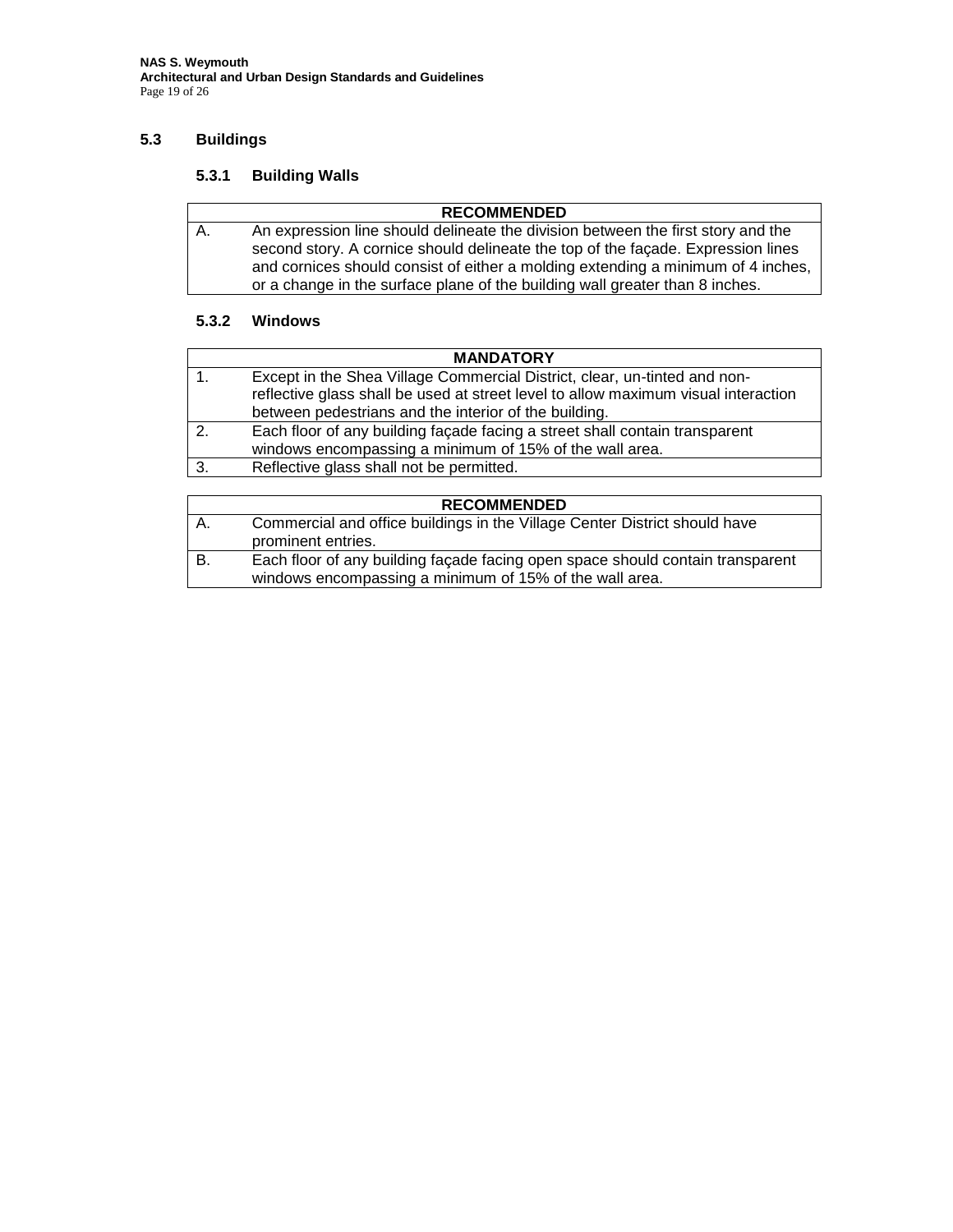## 5.3 Buildings

### 5.3.1 Building Walls

| RECOMMENDED | |
|---|---|
| A. | An expression line should delineate the division between the first story and the second story. A cornice should delineate the top of the façade. Expression lines and cornices should consist of either a molding extending a minimum of 4 inches, or a change in the surface plane of the building wall greater than 8 inches. |

### 5.3.2 Windows

| MANDATORY | |
|---|---|
| 1. | Except in the Shea Village Commercial District, clear, un-tinted and non-reflective glass shall be used at street level to allow maximum visual interaction between pedestrians and the interior of the building. |
| 2. | Each floor of any building façade facing a street shall contain transparent windows encompassing a minimum of 15% of the wall area. |
| 3. | Reflective glass shall not be permitted. |

| RECOMMENDED | |
|---|---|
| A. | Commercial and office buildings in the Village Center District should have prominent entries. |
| B. | Each floor of any building façade facing open space should contain transparent windows encompassing a minimum of 15% of the wall area. |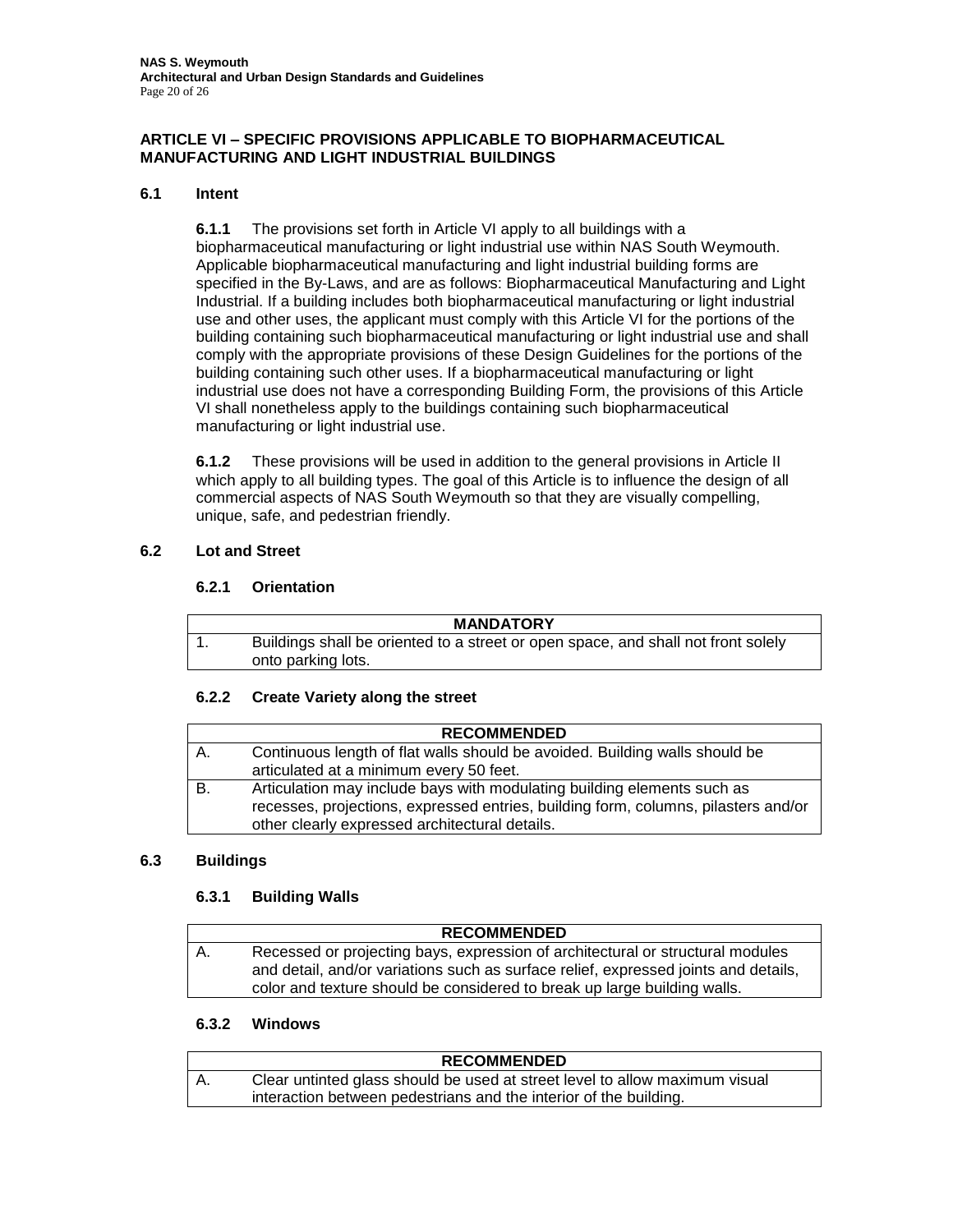## ARTICLE VI – SPECIFIC PROVISIONS APPLICABLE TO BIOPHARMACEUTICAL MANUFACTURING AND LIGHT INDUSTRIAL BUILDINGS

### 6.1 Intent

**6.1.1** The provisions set forth in Article VI apply to all buildings with a biopharmaceutical manufacturing or light industrial use within NAS South Weymouth. Applicable biopharmaceutical manufacturing and light industrial building forms are specified in the By-Laws, and are as follows: Biopharmaceutical Manufacturing and Light Industrial. If a building includes both biopharmaceutical manufacturing or light industrial use and other uses, the applicant must comply with this Article VI for the portions of the building containing such biopharmaceutical manufacturing or light industrial use and shall comply with the appropriate provisions of these Design Guidelines for the portions of the building containing such other uses. If a biopharmaceutical manufacturing or light industrial use does not have a corresponding Building Form, the provisions of this Article VI shall nonetheless apply to the buildings containing such biopharmaceutical manufacturing or light industrial use.

**6.1.2** These provisions will be used in addition to the general provisions in Article II which apply to all building types. The goal of this Article is to influence the design of all commercial aspects of NAS South Weymouth so that they are visually compelling, unique, safe, and pedestrian friendly.

### 6.2 Lot and Street

#### 6.2.1 Orientation

| | MANDATORY |
|---|---|
| 1. | Buildings shall be oriented to a street or open space, and shall not front solely onto parking lots. |

#### 6.2.2 Create Variety along the street

| | RECOMMENDED |
|---|---|
| A. | Continuous length of flat walls should be avoided. Building walls should be articulated at a minimum every 50 feet. |
| B. | Articulation may include bays with modulating building elements such as recesses, projections, expressed entries, building form, columns, pilasters and/or other clearly expressed architectural details. |

### 6.3 Buildings

#### 6.3.1 Building Walls

| | RECOMMENDED |
|---|---|
| A. | Recessed or projecting bays, expression of architectural or structural modules and detail, and/or variations such as surface relief, expressed joints and details, color and texture should be considered to break up large building walls. |

#### 6.3.2 Windows

| | RECOMMENDED |
|---|---|
| A. | Clear untinted glass should be used at street level to allow maximum visual interaction between pedestrians and the interior of the building. |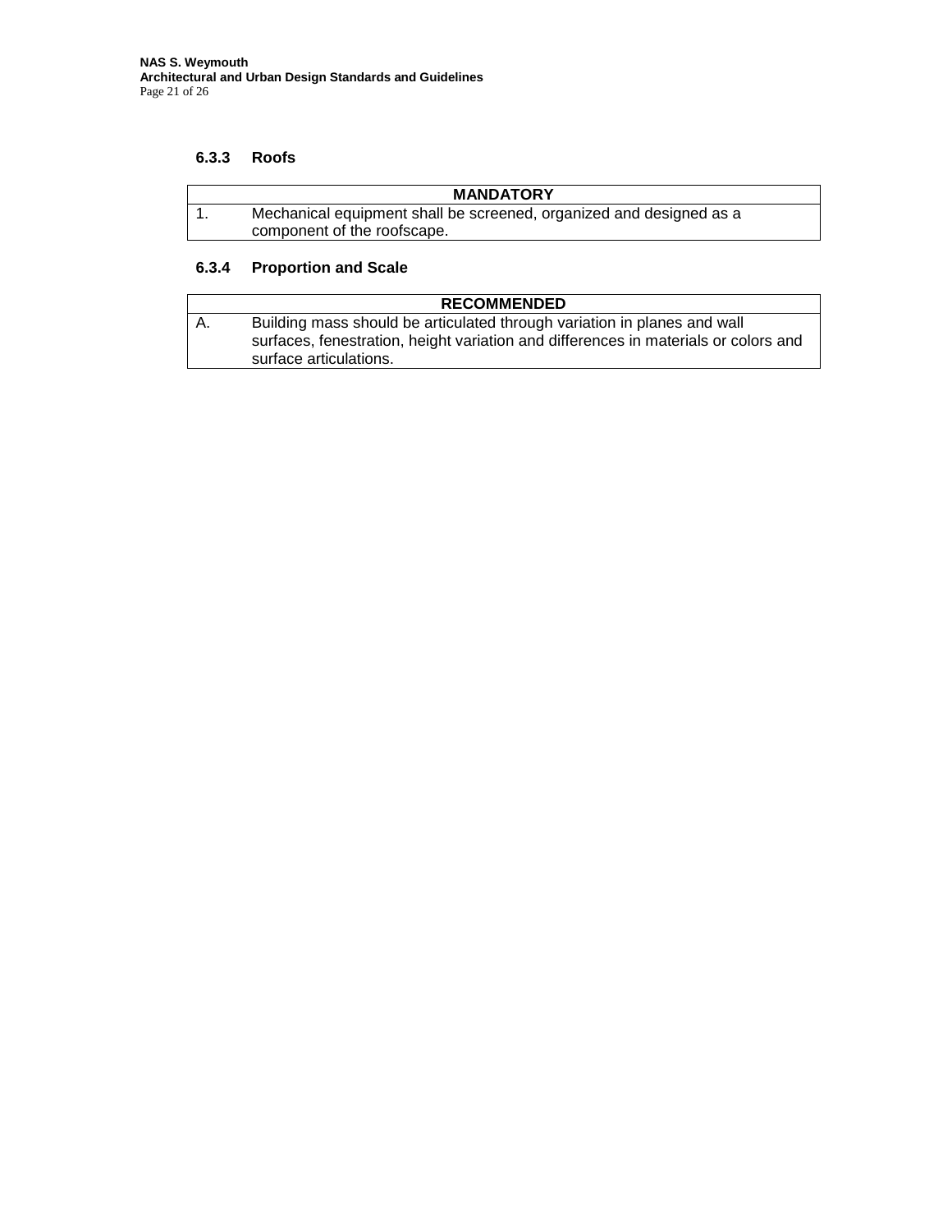### 6.3.3 Roofs

| MANDATORY | |
|---|---|
| 1. | Mechanical equipment shall be screened, organized and designed as a component of the roofscape. |

### 6.3.4 Proportion and Scale

| RECOMMENDED | |
|---|---|
| A. | Building mass should be articulated through variation in planes and wall surfaces, fenestration, height variation and differences in materials or colors and surface articulations. |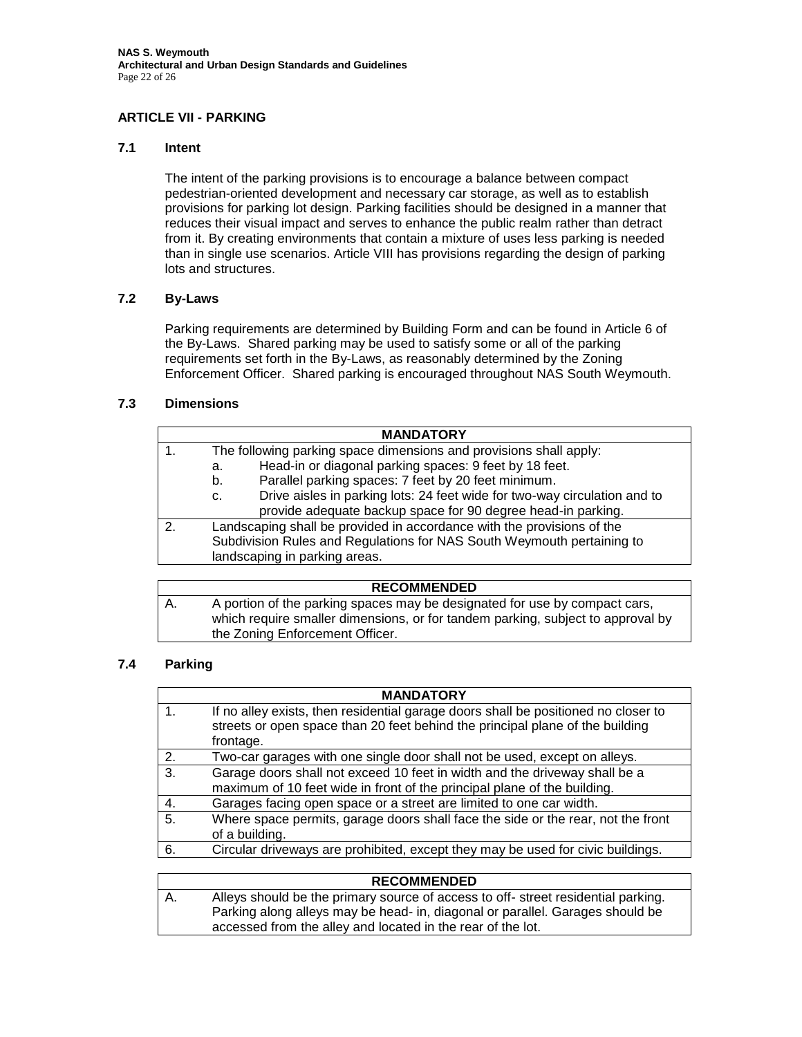## ARTICLE VII - PARKING

### 7.1 Intent

The intent of the parking provisions is to encourage a balance between compact pedestrian-oriented development and necessary car storage, as well as to establish provisions for parking lot design. Parking facilities should be designed in a manner that reduces their visual impact and serves to enhance the public realm rather than detract from it. By creating environments that contain a mixture of uses less parking is needed than in single use scenarios. Article VIII has provisions regarding the design of parking lots and structures.

### 7.2 By-Laws

Parking requirements are determined by Building Form and can be found in Article 6 of the By-Laws. Shared parking may be used to satisfy some or all of the parking requirements set forth in the By-Laws, as reasonably determined by the Zoning Enforcement Officer. Shared parking is encouraged throughout NAS South Weymouth.

### 7.3 Dimensions

| | MANDATORY |
|---|---|
| 1. | The following parking space dimensions and provisions shall apply:<br>a. Head-in or diagonal parking spaces: 9 feet by 18 feet.<br>b. Parallel parking spaces: 7 feet by 20 feet minimum.<br>c. Drive aisles in parking lots: 24 feet wide for two-way circulation and to provide adequate backup space for 90 degree head-in parking. |
| 2. | Landscaping shall be provided in accordance with the provisions of the Subdivision Rules and Regulations for NAS South Weymouth pertaining to landscaping in parking areas. |

| | RECOMMENDED |
|---|---|
| A. | A portion of the parking spaces may be designated for use by compact cars, which require smaller dimensions, or for tandem parking, subject to approval by the Zoning Enforcement Officer. |

### 7.4 Parking

| | MANDATORY |
|---|---|
| 1. | If no alley exists, then residential garage doors shall be positioned no closer to streets or open space than 20 feet behind the principal plane of the building frontage. |
| 2. | Two-car garages with one single door shall not be used, except on alleys. |
| 3. | Garage doors shall not exceed 10 feet in width and the driveway shall be a maximum of 10 feet wide in front of the principal plane of the building. |
| 4. | Garages facing open space or a street are limited to one car width. |
| 5. | Where space permits, garage doors shall face the side or the rear, not the front of a building. |
| 6. | Circular driveways are prohibited, except they may be used for civic buildings. |

| | RECOMMENDED |
|---|---|
| A. | Alleys should be the primary source of access to off- street residential parking. Parking along alleys may be head- in, diagonal or parallel. Garages should be accessed from the alley and located in the rear of the lot. |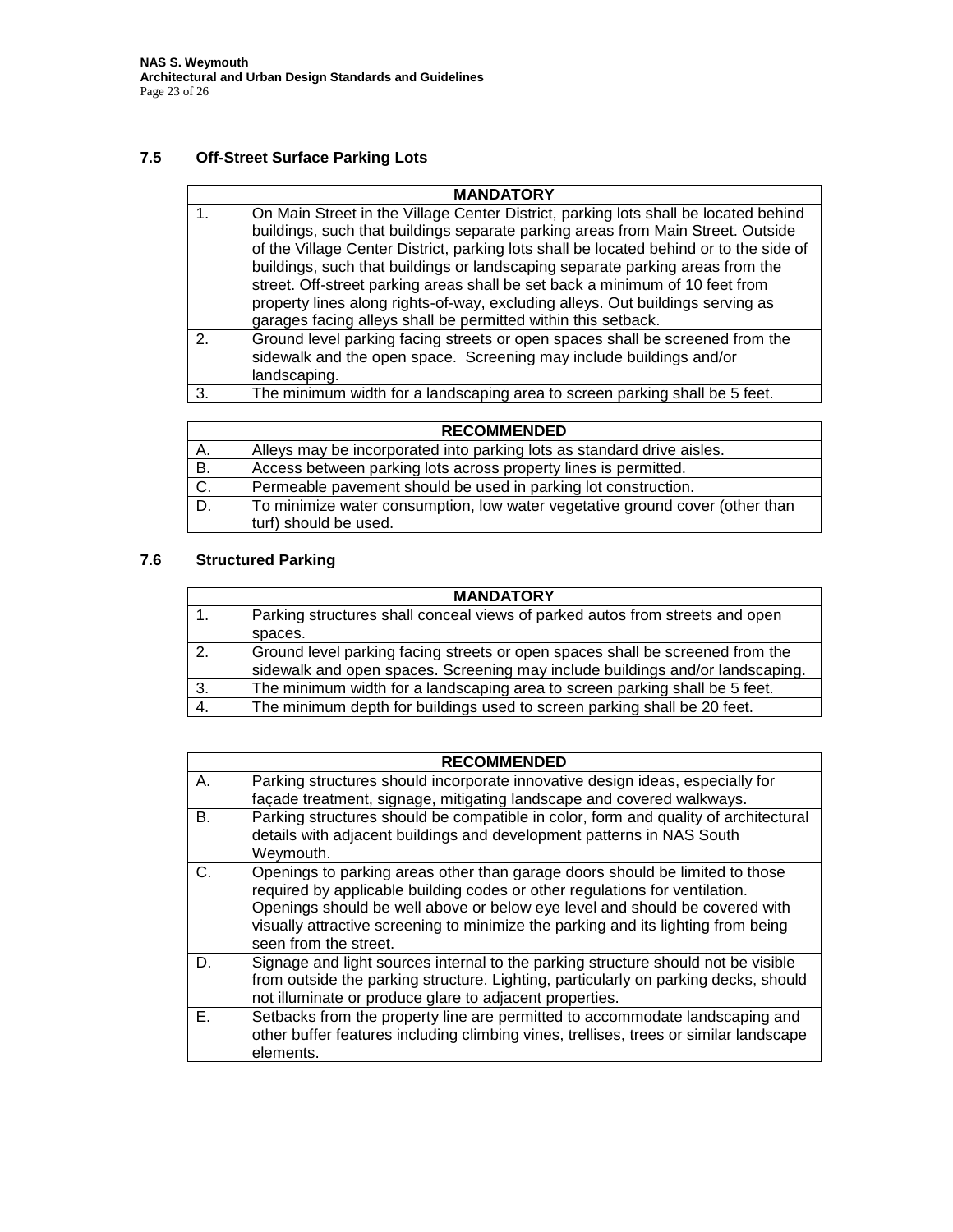### 7.5 Off-Street Surface Parking Lots

| | MANDATORY |
|---|---|
| 1. | On Main Street in the Village Center District, parking lots shall be located behind buildings, such that buildings separate parking areas from Main Street. Outside of the Village Center District, parking lots shall be located behind or to the side of buildings, such that buildings or landscaping separate parking areas from the street. Off-street parking areas shall be set back a minimum of 10 feet from property lines along rights-of-way, excluding alleys. Out buildings serving as garages facing alleys shall be permitted within this setback. |
| 2. | Ground level parking facing streets or open spaces shall be screened from the sidewalk and the open space. Screening may include buildings and/or landscaping. |
| 3. | The minimum width for a landscaping area to screen parking shall be 5 feet. |

| | RECOMMENDED |
|---|---|
| A. | Alleys may be incorporated into parking lots as standard drive aisles. |
| B. | Access between parking lots across property lines is permitted. |
| C. | Permeable pavement should be used in parking lot construction. |
| D. | To minimize water consumption, low water vegetative ground cover (other than turf) should be used. |

### 7.6 Structured Parking

| | MANDATORY |
|---|---|
| 1. | Parking structures shall conceal views of parked autos from streets and open spaces. |
| 2. | Ground level parking facing streets or open spaces shall be screened from the sidewalk and open spaces. Screening may include buildings and/or landscaping. |
| 3. | The minimum width for a landscaping area to screen parking shall be 5 feet. |
| 4. | The minimum depth for buildings used to screen parking shall be 20 feet. |

| | RECOMMENDED |
|---|---|
| A. | Parking structures should incorporate innovative design ideas, especially for façade treatment, signage, mitigating landscape and covered walkways. |
| B. | Parking structures should be compatible in color, form and quality of architectural details with adjacent buildings and development patterns in NAS South Weymouth. |
| C. | Openings to parking areas other than garage doors should be limited to those required by applicable building codes or other regulations for ventilation. Openings should be well above or below eye level and should be covered with visually attractive screening to minimize the parking and its lighting from being seen from the street. |
| D. | Signage and light sources internal to the parking structure should not be visible from outside the parking structure. Lighting, particularly on parking decks, should not illuminate or produce glare to adjacent properties. |
| E. | Setbacks from the property line are permitted to accommodate landscaping and other buffer features including climbing vines, trellises, trees or similar landscape elements. |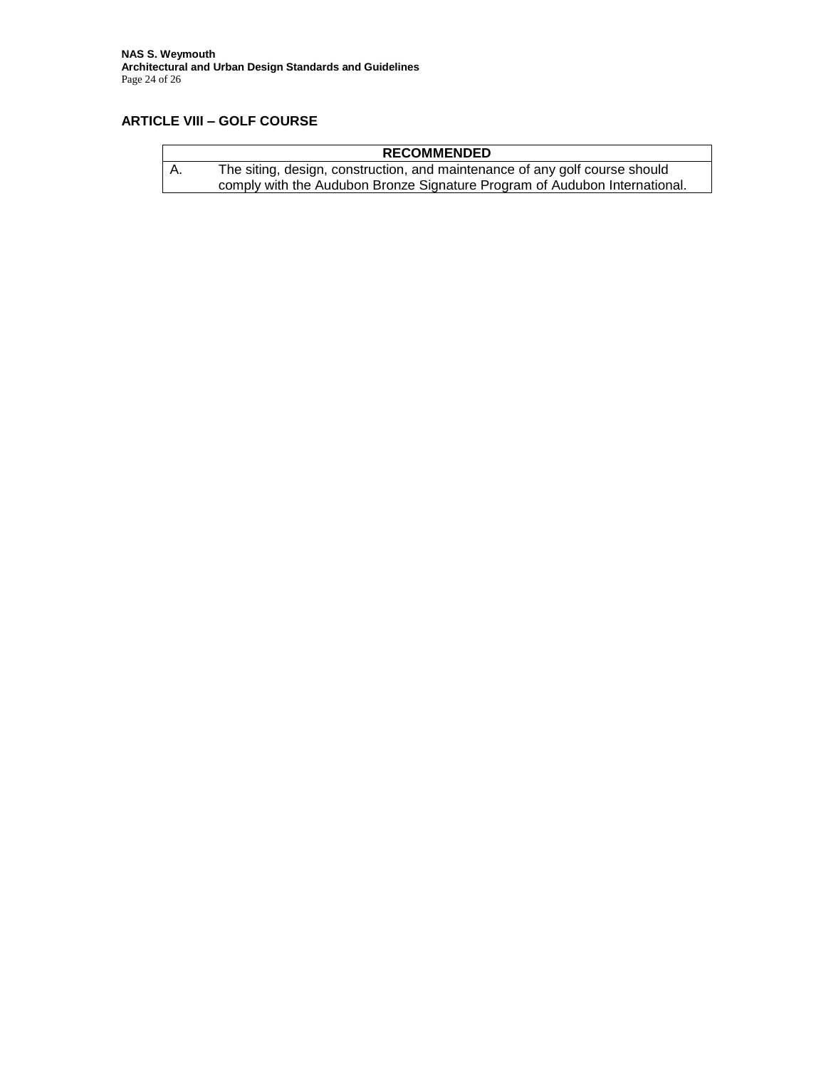## ARTICLE VIII – GOLF COURSE

| RECOMMENDED | |
|---|---|
| A. | The siting, design, construction, and maintenance of any golf course should comply with the Audubon Bronze Signature Program of Audubon International. |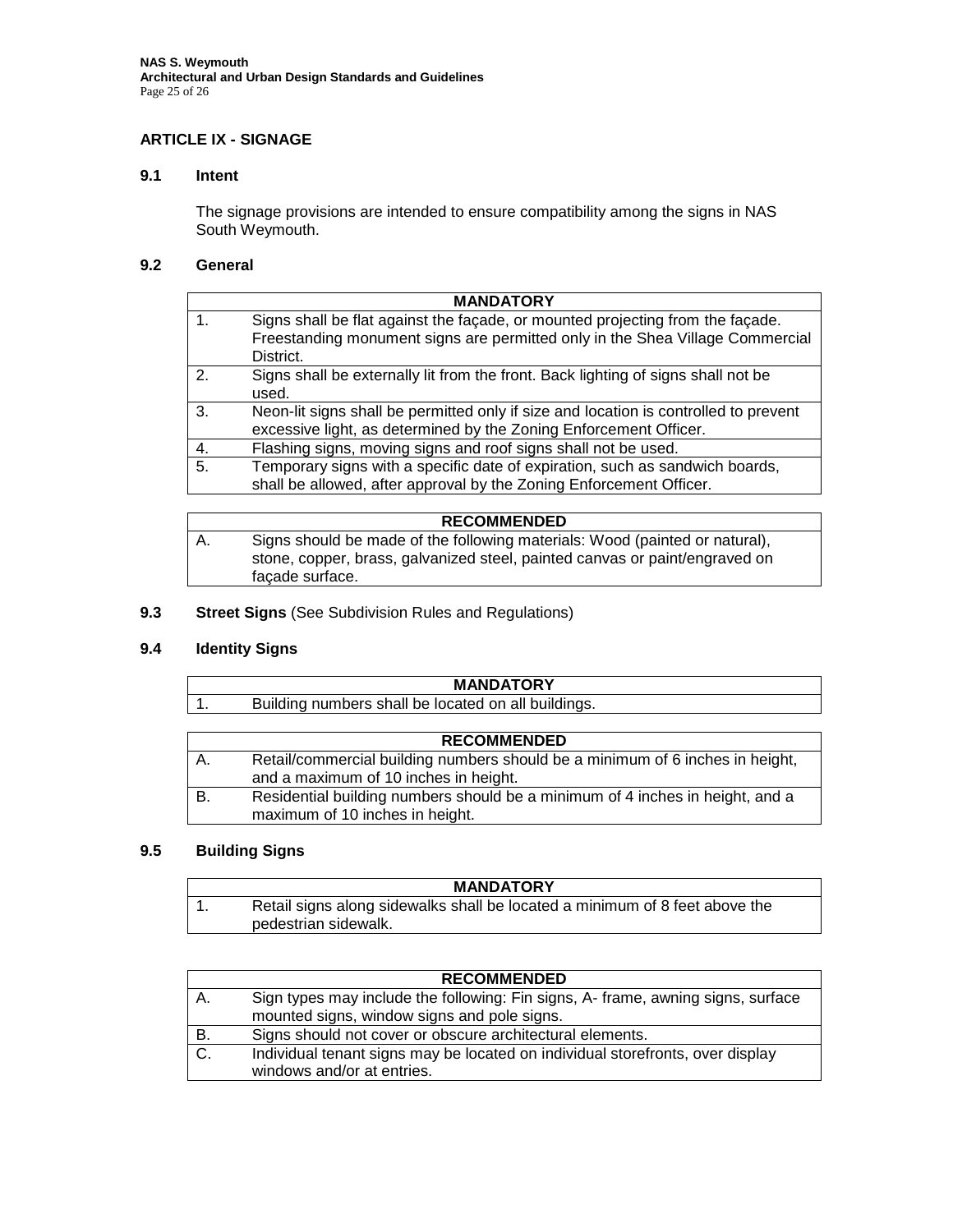## ARTICLE IX - SIGNAGE

### 9.1 Intent

The signage provisions are intended to ensure compatibility among the signs in NAS South Weymouth.

### 9.2 General

| MANDATORY | |
|---|---|
| 1. | Signs shall be flat against the façade, or mounted projecting from the façade. Freestanding monument signs are permitted only in the Shea Village Commercial District. |
| 2. | Signs shall be externally lit from the front. Back lighting of signs shall not be used. |
| 3. | Neon-lit signs shall be permitted only if size and location is controlled to prevent excessive light, as determined by the Zoning Enforcement Officer. |
| 4. | Flashing signs, moving signs and roof signs shall not be used. |
| 5. | Temporary signs with a specific date of expiration, such as sandwich boards, shall be allowed, after approval by the Zoning Enforcement Officer. |

| RECOMMENDED | |
|---|---|
| A. | Signs should be made of the following materials: Wood (painted or natural), stone, copper, brass, galvanized steel, painted canvas or paint/engraved on façade surface. |

### 9.3 Street Signs (See Subdivision Rules and Regulations)

### 9.4 Identity Signs

| MANDATORY | |
|---|---|
| 1. | Building numbers shall be located on all buildings. |

| RECOMMENDED | |
|---|---|
| A. | Retail/commercial building numbers should be a minimum of 6 inches in height, and a maximum of 10 inches in height. |
| B. | Residential building numbers should be a minimum of 4 inches in height, and a maximum of 10 inches in height. |

### 9.5 Building Signs

| MANDATORY | |
|---|---|
| 1. | Retail signs along sidewalks shall be located a minimum of 8 feet above the pedestrian sidewalk. |

| RECOMMENDED | |
|---|---|
| A. | Sign types may include the following: Fin signs, A- frame, awning signs, surface mounted signs, window signs and pole signs. |
| B. | Signs should not cover or obscure architectural elements. |
| C. | Individual tenant signs may be located on individual storefronts, over display windows and/or at entries. |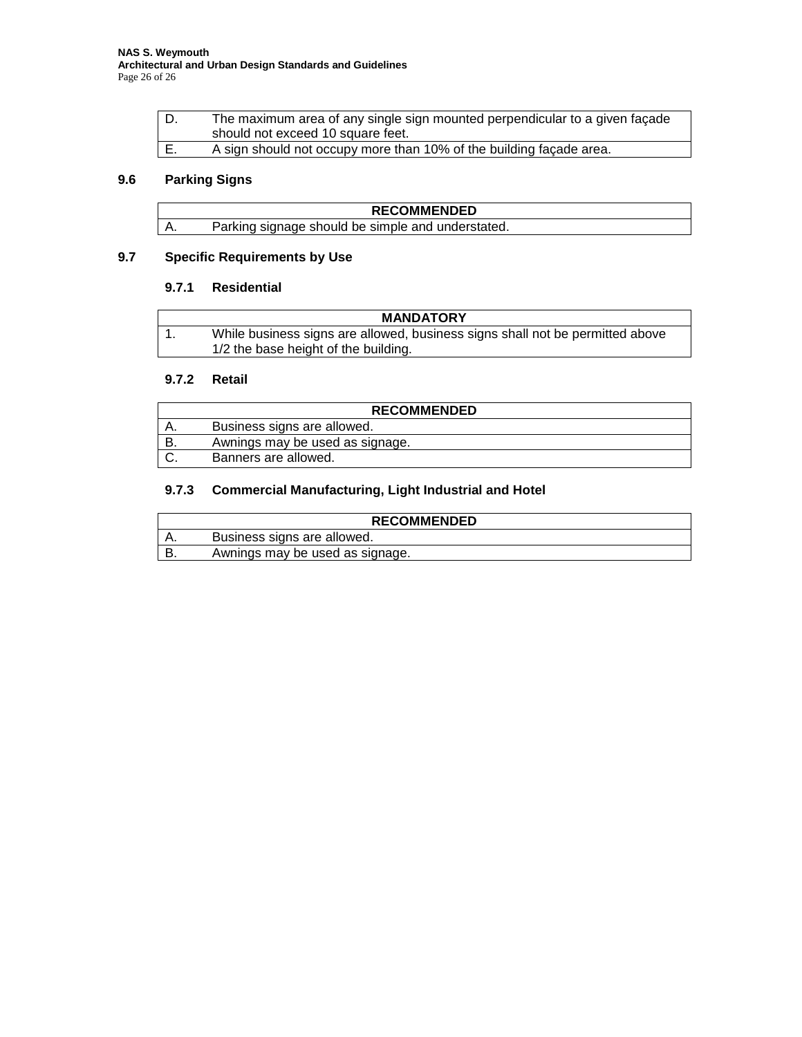| | |
|---|---|
| D. | The maximum area of any single sign mounted perpendicular to a given façade should not exceed 10 square feet. |
| E. | A sign should not occupy more than 10% of the building façade area. |

## 9.6 Parking Signs

| RECOMMENDED | |
|---|---|
| A. | Parking signage should be simple and understated. |

## 9.7 Specific Requirements by Use

### 9.7.1 Residential

| MANDATORY | |
|---|---|
| 1. | While business signs are allowed, business signs shall not be permitted above 1/2 the base height of the building. |

### 9.7.2 Retail

| RECOMMENDED | |
|---|---|
| A. | Business signs are allowed. |
| B. | Awnings may be used as signage. |
| C. | Banners are allowed. |

### 9.7.3 Commercial Manufacturing, Light Industrial and Hotel

| RECOMMENDED | |
|---|---|
| A. | Business signs are allowed. |
| B. | Awnings may be used as signage. |